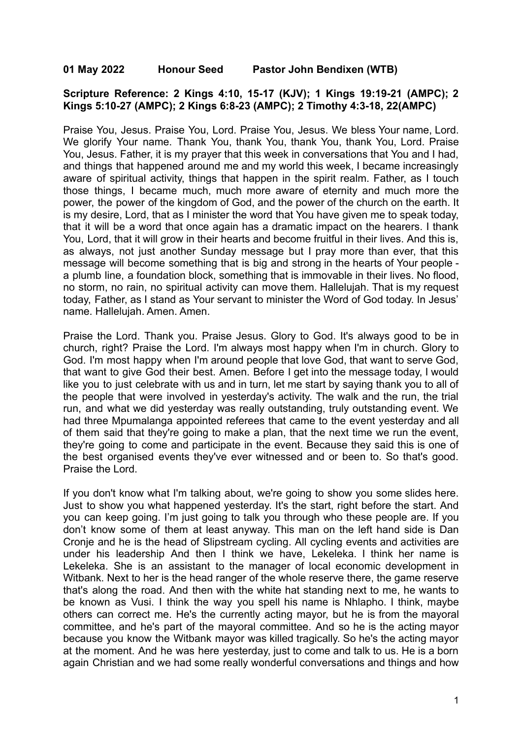**01 May 2022 Honour Seed Pastor John Bendixen (WTB)**

**Scripture Reference: 2 Kings 4:10, 15-17 (KJV); 1 Kings 19:19-21 (AMPC); 2 Kings 5:10-27 (AMPC); 2 Kings 6:8-23 (AMPC); 2 Timothy 4:3-18, 22(AMPC)**

Praise You, Jesus. Praise You, Lord. Praise You, Jesus. We bless Your name, Lord. We glorify Your name. Thank You, thank You, thank You, thank You, Lord. Praise You, Jesus. Father, it is my prayer that this week in conversations that You and I had, and things that happened around me and my world this week, I became increasingly aware of spiritual activity, things that happen in the spirit realm. Father, as I touch those things, I became much, much more aware of eternity and much more the power, the power of the kingdom of God, and the power of the church on the earth. It is my desire, Lord, that as I minister the word that You have given me to speak today, that it will be a word that once again has a dramatic impact on the hearers. I thank You, Lord, that it will grow in their hearts and become fruitful in their lives. And this is, as always, not just another Sunday message but I pray more than ever, that this message will become something that is big and strong in the hearts of Your people - a plumb line, a foundation block, something that is immovable in their lives. No flood, no storm, no rain, no spiritual activity can move them. Hallelujah. That is my request today, Father, as I stand as Your servant to minister the Word of God today. In Jesus' name. Hallelujah. Amen. Amen.

Praise the Lord. Thank you. Praise Jesus. Glory to God. It's always good to be in church, right? Praise the Lord. I'm always most happy when I'm in church. Glory to God. I'm most happy when I'm around people that love God, that want to serve God, that want to give God their best. Amen. Before I get into the message today, I would like you to just celebrate with us and in turn, let me start by saying thank you to all of the people that were involved in yesterday's activity. The walk and the run, the trial run, and what we did yesterday was really outstanding, truly outstanding event. We had three Mpumalanga appointed referees that came to the event yesterday and all of them said that they're going to make a plan, that the next time we run the event, they're going to come and participate in the event. Because they said this is one of the best organised events they've ever witnessed and or been to. So that's good. Praise the Lord.

If you don't know what I'm talking about, we're going to show you some slides here. Just to show you what happened yesterday. It's the start, right before the start. And you can keep going. I'm just going to talk you through who these people are. If you don't know some of them at least anyway. This man on the left hand side is Dan Cronje and he is the head of Slipstream cycling. All cycling events and activities are under his leadership And then I think we have, Lekeleka. I think her name is Lekeleka. She is an assistant to the manager of local economic development in Witbank. Next to her is the head ranger of the whole reserve there, the game reserve that's along the road. And then with the white hat standing next to me, he wants to be known as Vusi. I think the way you spell his name is Nhlapho. I think, maybe others can correct me. He's the currently acting mayor, but he is from the mayoral committee, and he's part of the mayoral committee. And so he is the acting mayor because you know the Witbank mayor was killed tragically. So he's the acting mayor at the moment. And he was here yesterday, just to come and talk to us. He is a born again Christian and we had some really wonderful conversations and things and how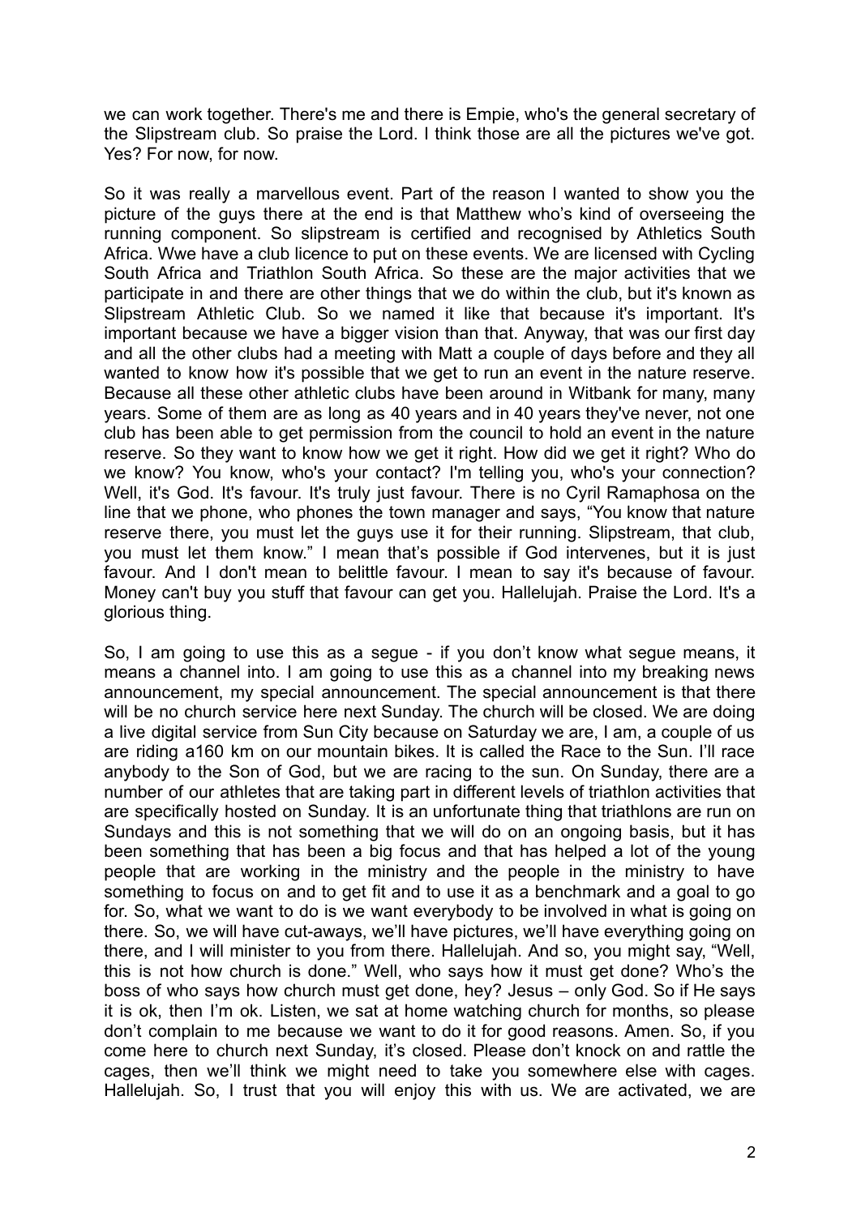we can work together. There's me and there is Empie, who's the general secretary of the Slipstream club. So praise the Lord. I think those are all the pictures we've got. Yes? For now, for now.

So it was really a marvellous event. Part of the reason I wanted to show you the picture of the guys there at the end is that Matthew who's kind of overseeing the running component. So slipstream is certified and recognised by Athletics South Africa. Wwe have a club licence to put on these events. We are licensed with Cycling South Africa and Triathlon South Africa. So these are the major activities that we participate in and there are other things that we do within the club, but it's known as Slipstream Athletic Club. So we named it like that because it's important. It's important because we have a bigger vision than that. Anyway, that was our first day and all the other clubs had a meeting with Matt a couple of days before and they all wanted to know how it's possible that we get to run an event in the nature reserve. Because all these other athletic clubs have been around in Witbank for many, many years. Some of them are as long as 40 years and in 40 years they've never, not one club has been able to get permission from the council to hold an event in the nature reserve. So they want to know how we get it right. How did we get it right? Who do we know? You know, who's your contact? I'm telling you, who's your connection? Well, it's God. It's favour. It's truly just favour. There is no Cyril Ramaphosa on the line that we phone, who phones the town manager and says, "You know that nature reserve there, you must let the guys use it for their running. Slipstream, that club, you must let them know." I mean that's possible if God intervenes, but it is just favour. And I don't mean to belittle favour. I mean to say it's because of favour. Money can't buy you stuff that favour can get you. Hallelujah. Praise the Lord. It's a glorious thing.

So, I am going to use this as a segue - if you don't know what segue means, it means a channel into. I am going to use this as a channel into my breaking news announcement, my special announcement. The special announcement is that there will be no church service here next Sunday. The church will be closed. We are doing a live digital service from Sun City because on Saturday we are, I am, a couple of us are riding a160 km on our mountain bikes. It is called the Race to the Sun. I'll race anybody to the Son of God, but we are racing to the sun. On Sunday, there are a number of our athletes that are taking part in different levels of triathlon activities that are specifically hosted on Sunday. It is an unfortunate thing that triathlons are run on Sundays and this is not something that we will do on an ongoing basis, but it has been something that has been a big focus and that has helped a lot of the young people that are working in the ministry and the people in the ministry to have something to focus on and to get fit and to use it as a benchmark and a goal to go for. So, what we want to do is we want everybody to be involved in what is going on there. So, we will have cut-aways, we'll have pictures, we'll have everything going on there, and I will minister to you from there. Hallelujah. And so, you might say, "Well, this is not how church is done." Well, who says how it must get done? Who's the boss of who says how church must get done, hey? Jesus – only God. So if He says it is ok, then I'm ok. Listen, we sat at home watching church for months, so please don't complain to me because we want to do it for good reasons. Amen. So, if you come here to church next Sunday, it's closed. Please don't knock on and rattle the cages, then we'll think we might need to take you somewhere else with cages. Hallelujah. So, I trust that you will enjoy this with us. We are activated, we are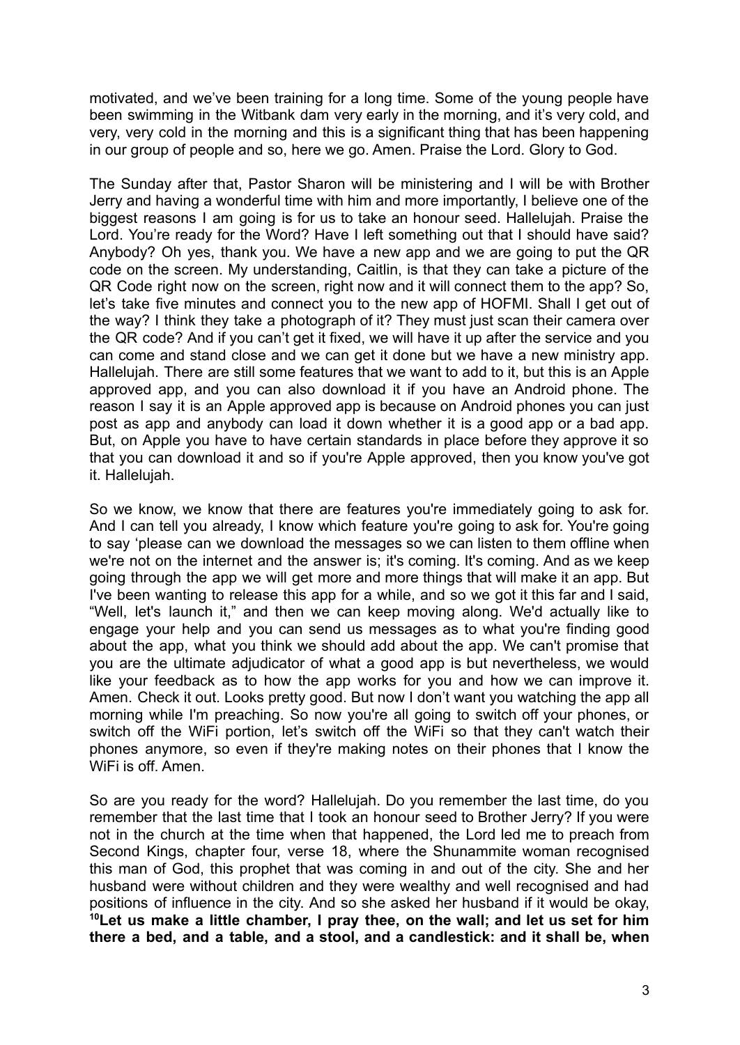motivated, and we've been training for a long time. Some of the young people have been swimming in the Witbank dam very early in the morning, and it's very cold, and very, very cold in the morning and this is a significant thing that has been happening in our group of people and so, here we go. Amen. Praise the Lord. Glory to God.

The Sunday after that, Pastor Sharon will be ministering and I will be with Brother Jerry and having a wonderful time with him and more importantly, I believe one of the biggest reasons I am going is for us to take an honour seed. Hallelujah. Praise the Lord. You're ready for the Word? Have I left something out that I should have said? Anybody? Oh yes, thank you. We have a new app and we are going to put the QR code on the screen. My understanding, Caitlin, is that they can take a picture of the QR Code right now on the screen, right now and it will connect them to the app? So, let's take five minutes and connect you to the new app of HOFMI. Shall I get out of the way? I think they take a photograph of it? They must just scan their camera over the QR code? And if you can't get it fixed, we will have it up after the service and you can come and stand close and we can get it done but we have a new ministry app. Hallelujah. There are still some features that we want to add to it, but this is an Apple approved app, and you can also download it if you have an Android phone. The reason I say it is an Apple approved app is because on Android phones you can just post as app and anybody can load it down whether it is a good app or a bad app. But, on Apple you have to have certain standards in place before they approve it so that you can download it and so if you're Apple approved, then you know you've got it. Hallelujah.

So we know, we know that there are features you're immediately going to ask for. And I can tell you already, I know which feature you're going to ask for. You're going to say 'please can we download the messages so we can listen to them offline when we're not on the internet and the answer is; it's coming. It's coming. And as we keep going through the app we will get more and more things that will make it an app. But I've been wanting to release this app for a while, and so we got it this far and I said, "Well, let's launch it," and then we can keep moving along. We'd actually like to engage your help and you can send us messages as to what you're finding good about the app, what you think we should add about the app. We can't promise that you are the ultimate adjudicator of what a good app is but nevertheless, we would like your feedback as to how the app works for you and how we can improve it. Amen. Check it out. Looks pretty good. But now I don't want you watching the app all morning while I'm preaching. So now you're all going to switch off your phones, or switch off the WiFi portion, let's switch off the WiFi so that they can't watch their phones anymore, so even if they're making notes on their phones that I know the WiFi is off. Amen.

So are you ready for the word? Hallelujah. Do you remember the last time, do you remember that the last time that I took an honour seed to Brother Jerry? If you were not in the church at the time when that happened, the Lord led me to preach from Second Kings, chapter four, verse 18, where the Shunammite woman recognised this man of God, this prophet that was coming in and out of the city. She and her husband were without children and they were wealthy and well recognised and had positions of influence in the city. And so she asked her husband if it would be okay, **[10]Let us make a little chamber, I pray thee, on the wall; and let us set for him there a bed, and a table, and a stool, and a candlestick: and it shall be, when**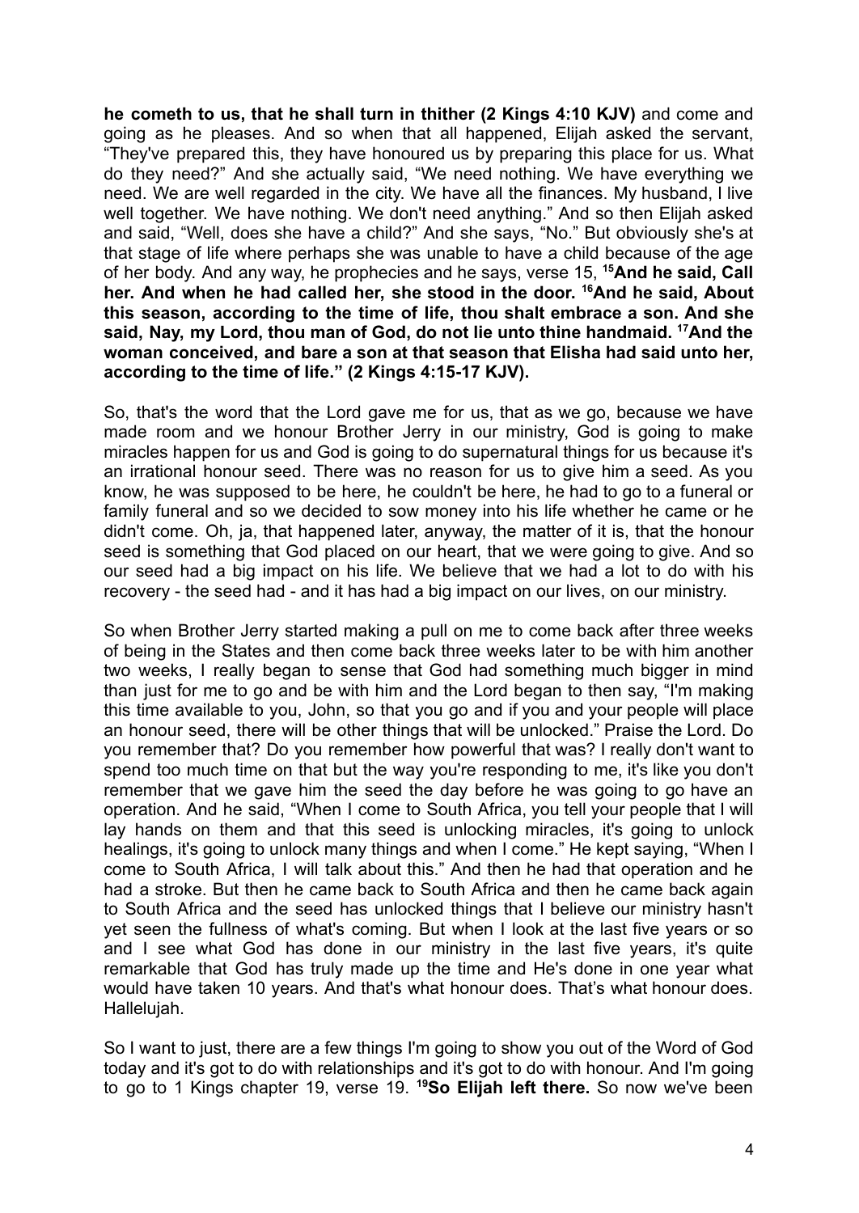**he cometh to us, that he shall turn in thither (2 Kings 4:10 KJV)** and come and going as he pleases. And so when that all happened, Elijah asked the servant, "They've prepared this, they have honoured us by preparing this place for us. What do they need?" And she actually said, "We need nothing. We have everything we need. We are well regarded in the city. We have all the finances. My husband, I live well together. We have nothing. We don't need anything." And so then Elijah asked and said, "Well, does she have a child?" And she says, "No." But obviously she's at that stage of life where perhaps she was unable to have a child because of the age of her body. And any way, he prophecies and he says, verse 15, **[15]And he said, Call her. And when he had called her, she stood in the door. [16]And he said, About this season, according to the time of life, thou shalt embrace a son. And she said, Nay, my Lord, thou man of God, do not lie unto thine handmaid. [17]And the woman conceived, and bare a son at that season that Elisha had said unto her, according to the time of life." (2 Kings 4:15-17 KJV).**

So, that's the word that the Lord gave me for us, that as we go, because we have made room and we honour Brother Jerry in our ministry, God is going to make miracles happen for us and God is going to do supernatural things for us because it's an irrational honour seed. There was no reason for us to give him a seed. As you know, he was supposed to be here, he couldn't be here, he had to go to a funeral or family funeral and so we decided to sow money into his life whether he came or he didn't come. Oh, ja, that happened later, anyway, the matter of it is, that the honour seed is something that God placed on our heart, that we were going to give. And so our seed had a big impact on his life. We believe that we had a lot to do with his recovery - the seed had - and it has had a big impact on our lives, on our ministry.

So when Brother Jerry started making a pull on me to come back after three weeks of being in the States and then come back three weeks later to be with him another two weeks, I really began to sense that God had something much bigger in mind than just for me to go and be with him and the Lord began to then say, "I'm making this time available to you, John, so that you go and if you and your people will place an honour seed, there will be other things that will be unlocked." Praise the Lord. Do you remember that? Do you remember how powerful that was? I really don't want to spend too much time on that but the way you're responding to me, it's like you don't remember that we gave him the seed the day before he was going to go have an operation. And he said, "When I come to South Africa, you tell your people that I will lay hands on them and that this seed is unlocking miracles, it's going to unlock healings, it's going to unlock many things and when I come." He kept saying, "When I come to South Africa, I will talk about this." And then he had that operation and he had a stroke. But then he came back to South Africa and then he came back again to South Africa and the seed has unlocked things that I believe our ministry hasn't yet seen the fullness of what's coming. But when I look at the last five years or so and I see what God has done in our ministry in the last five years, it's quite remarkable that God has truly made up the time and He's done in one year what would have taken 10 years. And that's what honour does. That's what honour does. Hallelujah.

So I want to just, there are a few things I'm going to show you out of the Word of God today and it's got to do with relationships and it's got to do with honour. And I'm going to go to 1 Kings chapter 19, verse 19. **[19]So Elijah left there.** So now we've been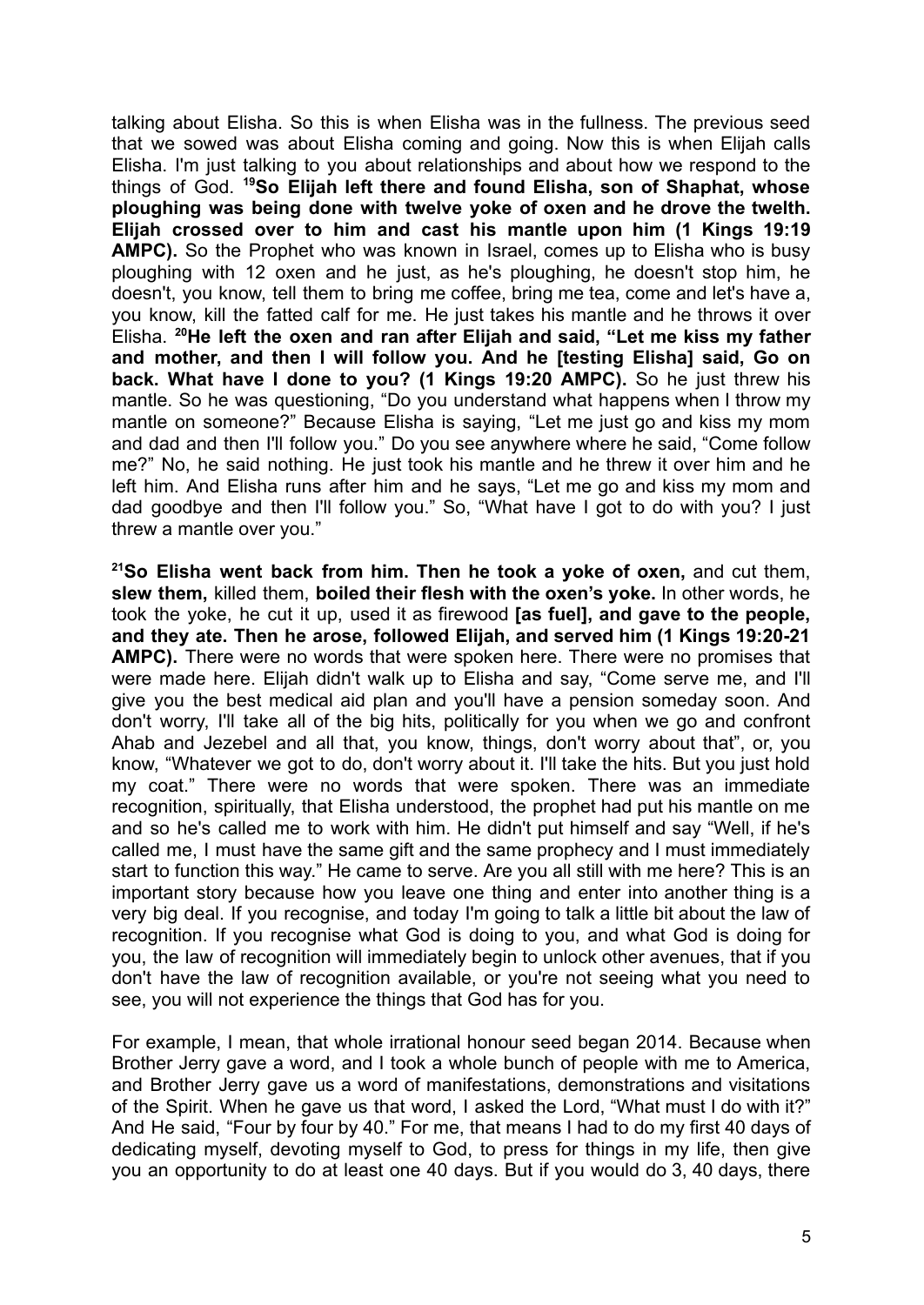talking about Elisha. So this is when Elisha was in the fullness. The previous seed that we sowed was about Elisha coming and going. Now this is when Elijah calls Elisha. I'm just talking to you about relationships and about how we respond to the things of God. **19So Elijah left there and found Elisha, son of Shaphat, whose ploughing was being done with twelve yoke of oxen and he drove the twelth. Elijah crossed over to him and cast his mantle upon him (1 Kings 19:19 AMPC).** So the Prophet who was known in Israel, comes up to Elisha who is busy ploughing with 12 oxen and he just, as he's ploughing, he doesn't stop him, he doesn't, you know, tell them to bring me coffee, bring me tea, come and let's have a, you know, kill the fatted calf for me. He just takes his mantle and he throws it over Elisha. **20He left the oxen and ran after Elijah and said, "Let me kiss my father and mother, and then I will follow you. And he [testing Elisha] said, Go on back. What have I done to you? (1 Kings 19:20 AMPC).** So he just threw his mantle. So he was questioning, "Do you understand what happens when I throw my mantle on someone?" Because Elisha is saying, "Let me just go and kiss my mom and dad and then I'll follow you." Do you see anywhere where he said, "Come follow me?" No, he said nothing. He just took his mantle and he threw it over him and he left him. And Elisha runs after him and he says, "Let me go and kiss my mom and dad goodbye and then I'll follow you." So, "What have I got to do with you? I just threw a mantle over you."

**21So Elisha went back from him. Then he took a yoke of oxen,** and cut them, **slew them,** killed them, **boiled their flesh with the oxen's yoke.** In other words, he took the yoke, he cut it up, used it as firewood **[as fuel], and gave to the people, and they ate. Then he arose, followed Elijah, and served him (1 Kings 19:20-21 AMPC).** There were no words that were spoken here. There were no promises that were made here. Elijah didn't walk up to Elisha and say, "Come serve me, and I'll give you the best medical aid plan and you'll have a pension someday soon. And don't worry, I'll take all of the big hits, politically for you when we go and confront Ahab and Jezebel and all that, you know, things, don't worry about that", or, you know, "Whatever we got to do, don't worry about it. I'll take the hits. But you just hold my coat." There were no words that were spoken. There was an immediate recognition, spiritually, that Elisha understood, the prophet had put his mantle on me and so he's called me to work with him. He didn't put himself and say "Well, if he's called me, I must have the same gift and the same prophecy and I must immediately start to function this way." He came to serve. Are you all still with me here? This is an important story because how you leave one thing and enter into another thing is a very big deal. If you recognise, and today I'm going to talk a little bit about the law of recognition. If you recognise what God is doing to you, and what God is doing for you, the law of recognition will immediately begin to unlock other avenues, that if you don't have the law of recognition available, or you're not seeing what you need to see, you will not experience the things that God has for you.

For example, I mean, that whole irrational honour seed began 2014. Because when Brother Jerry gave a word, and I took a whole bunch of people with me to America, and Brother Jerry gave us a word of manifestations, demonstrations and visitations of the Spirit. When he gave us that word, I asked the Lord, "What must I do with it?" And He said, "Four by four by 40." For me, that means I had to do my first 40 days of dedicating myself, devoting myself to God, to press for things in my life, then give you an opportunity to do at least one 40 days. But if you would do 3, 40 days, there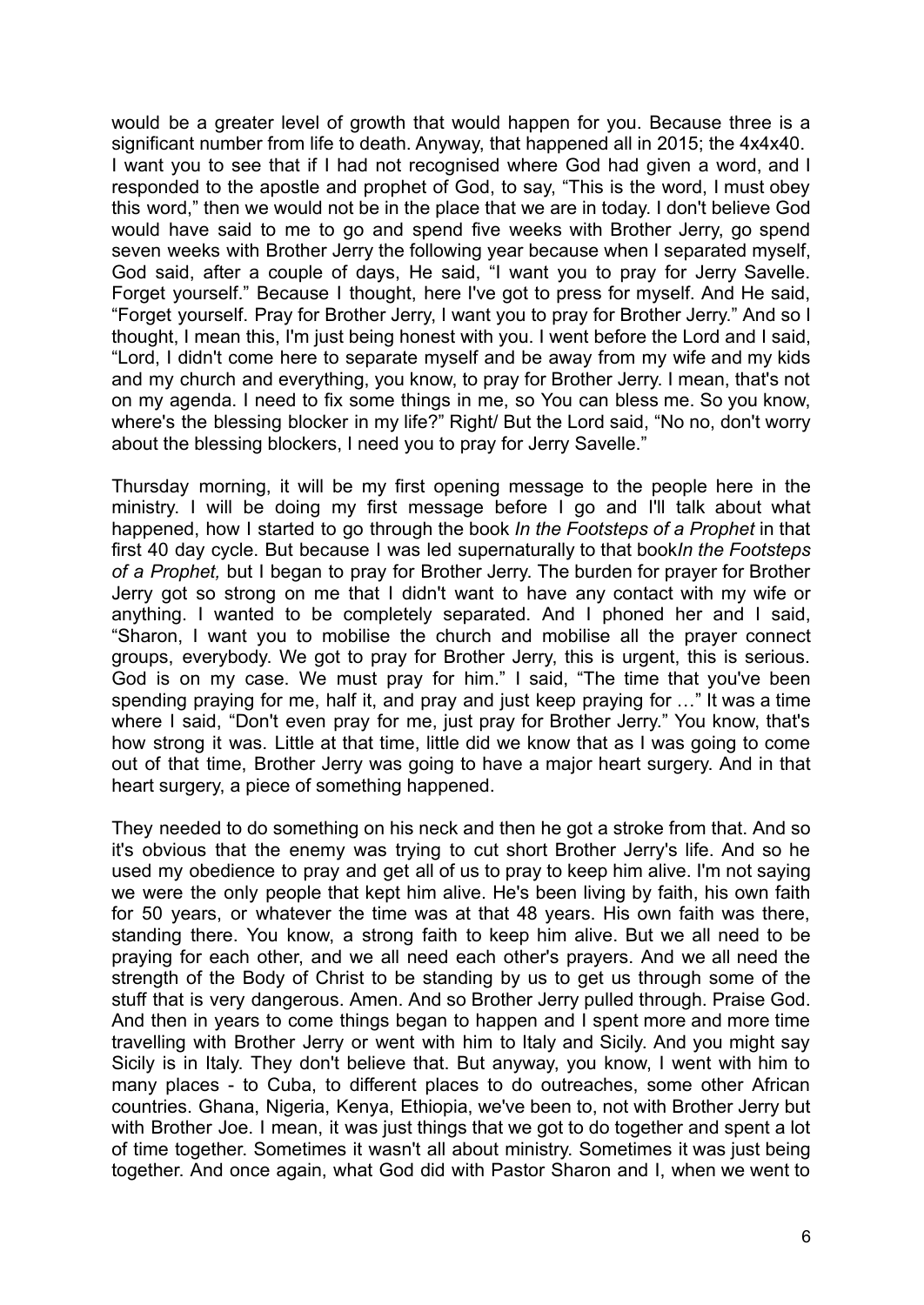would be a greater level of growth that would happen for you. Because three is a significant number from life to death. Anyway, that happened all in 2015; the 4x4x40. I want you to see that if I had not recognised where God had given a word, and I responded to the apostle and prophet of God, to say, "This is the word, I must obey this word," then we would not be in the place that we are in today. I don't believe God would have said to me to go and spend five weeks with Brother Jerry, go spend seven weeks with Brother Jerry the following year because when I separated myself, God said, after a couple of days, He said, "I want you to pray for Jerry Savelle. Forget yourself." Because I thought, here I've got to press for myself. And He said, "Forget yourself. Pray for Brother Jerry, I want you to pray for Brother Jerry." And so I thought, I mean this, I'm just being honest with you. I went before the Lord and I said, "Lord, I didn't come here to separate myself and be away from my wife and my kids and my church and everything, you know, to pray for Brother Jerry. I mean, that's not on my agenda. I need to fix some things in me, so You can bless me. So you know, where's the blessing blocker in my life?" Right/ But the Lord said, "No no, don't worry about the blessing blockers, I need you to pray for Jerry Savelle."

Thursday morning, it will be my first opening message to the people here in the ministry. I will be doing my first message before I go and I'll talk about what happened, how I started to go through the book *In the Footsteps of a Prophet* in that first 40 day cycle. But because I was led supernaturally to that book*In the Footsteps of a Prophet,* but I began to pray for Brother Jerry. The burden for prayer for Brother Jerry got so strong on me that I didn't want to have any contact with my wife or anything. I wanted to be completely separated. And I phoned her and I said, "Sharon, I want you to mobilise the church and mobilise all the prayer connect groups, everybody. We got to pray for Brother Jerry, this is urgent, this is serious. God is on my case. We must pray for him." I said, "The time that you've been spending praying for me, half it, and pray and just keep praying for …" It was a time where I said, "Don't even pray for me, just pray for Brother Jerry." You know, that's how strong it was. Little at that time, little did we know that as I was going to come out of that time, Brother Jerry was going to have a major heart surgery. And in that heart surgery, a piece of something happened.

They needed to do something on his neck and then he got a stroke from that. And so it's obvious that the enemy was trying to cut short Brother Jerry's life. And so he used my obedience to pray and get all of us to pray to keep him alive. I'm not saying we were the only people that kept him alive. He's been living by faith, his own faith for 50 years, or whatever the time was at that 48 years. His own faith was there, standing there. You know, a strong faith to keep him alive. But we all need to be praying for each other, and we all need each other's prayers. And we all need the strength of the Body of Christ to be standing by us to get us through some of the stuff that is very dangerous. Amen. And so Brother Jerry pulled through. Praise God. And then in years to come things began to happen and I spent more and more time travelling with Brother Jerry or went with him to Italy and Sicily. And you might say Sicily is in Italy. They don't believe that. But anyway, you know, I went with him to many places - to Cuba, to different places to do outreaches, some other African countries. Ghana, Nigeria, Kenya, Ethiopia, we've been to, not with Brother Jerry but with Brother Joe. I mean, it was just things that we got to do together and spent a lot of time together. Sometimes it wasn't all about ministry. Sometimes it was just being together. And once again, what God did with Pastor Sharon and I, when we went to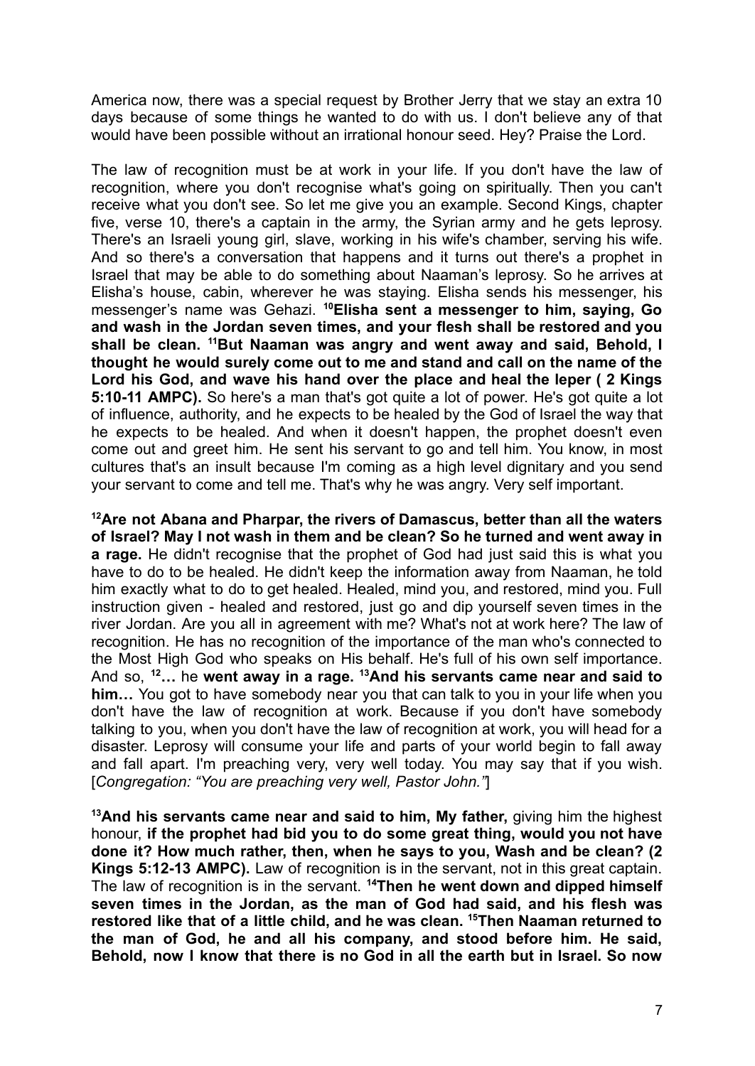America now, there was a special request by Brother Jerry that we stay an extra 10 days because of some things he wanted to do with us. I don't believe any of that would have been possible without an irrational honour seed. Hey? Praise the Lord.

The law of recognition must be at work in your life. If you don't have the law of recognition, where you don't recognise what's going on spiritually. Then you can't receive what you don't see. So let me give you an example. Second Kings, chapter five, verse 10, there's a captain in the army, the Syrian army and he gets leprosy. There's an Israeli young girl, slave, working in his wife's chamber, serving his wife. And so there's a conversation that happens and it turns out there's a prophet in Israel that may be able to do something about Naaman's leprosy. So he arrives at Elisha's house, cabin, wherever he was staying. Elisha sends his messenger, his messenger's name was Gehazi. **[10]Elisha sent a messenger to him, saying, Go and wash in the Jordan seven times, and your flesh shall be restored and you shall be clean. [11]But Naaman was angry and went away and said, Behold, I thought he would surely come out to me and stand and call on the name of the Lord his God, and wave his hand over the place and heal the leper ( 2 Kings 5:10-11 AMPC).** So here's a man that's got quite a lot of power. He's got quite a lot of influence, authority, and he expects to be healed by the God of Israel the way that he expects to be healed. And when it doesn't happen, the prophet doesn't even come out and greet him. He sent his servant to go and tell him. You know, in most cultures that's an insult because I'm coming as a high level dignitary and you send your servant to come and tell me. That's why he was angry. Very self important.

**[12]Are not Abana and Pharpar, the rivers of Damascus, better than all the waters of Israel? May I not wash in them and be clean? So he turned and went away in a rage.** He didn't recognise that the prophet of God had just said this is what you have to do to be healed. He didn't keep the information away from Naaman, he told him exactly what to do to get healed. Healed, mind you, and restored, mind you. Full instruction given - healed and restored, just go and dip yourself seven times in the river Jordan. Are you all in agreement with me? What's not at work here? The law of recognition. He has no recognition of the importance of the man who's connected to the Most High God who speaks on His behalf. He's full of his own self importance. And so, **[12]…** he **went away in a rage. [13]And his servants came near and said to him…** You got to have somebody near you that can talk to you in your life when you don't have the law of recognition at work. Because if you don't have somebody talking to you, when you don't have the law of recognition at work, you will head for a disaster. Leprosy will consume your life and parts of your world begin to fall away and fall apart. I'm preaching very, very well today. You may say that if you wish. [*Congregation: "You are preaching very well, Pastor John."*]

**[13]And his servants came near and said to him, My father,** giving him the highest honour, **if the prophet had bid you to do some great thing, would you not have done it? How much rather, then, when he says to you, Wash and be clean? (2 Kings 5:12-13 AMPC).** Law of recognition is in the servant, not in this great captain. The law of recognition is in the servant. **[14]Then he went down and dipped himself seven times in the Jordan, as the man of God had said, and his flesh was restored like that of a little child, and he was clean. [15]Then Naaman returned to the man of God, he and all his company, and stood before him. He said, Behold, now I know that there is no God in all the earth but in Israel. So now**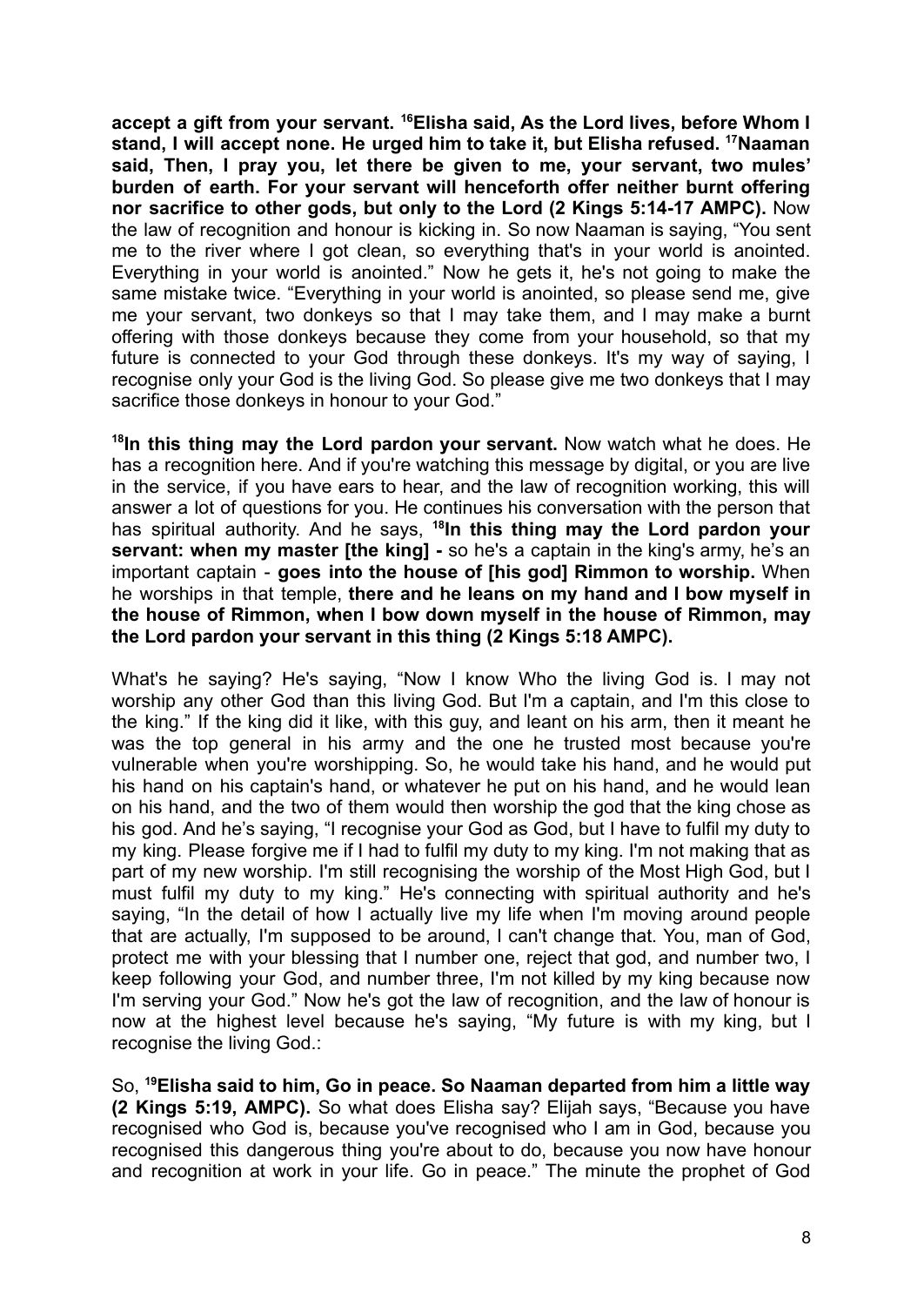**accept a gift from your servant. [16]Elisha said, As the Lord lives, before Whom I stand, I will accept none. He urged him to take it, but Elisha refused. [17]Naaman said, Then, I pray you, let there be given to me, your servant, two mules' burden of earth. For your servant will henceforth offer neither burnt offering nor sacrifice to other gods, but only to the Lord (2 Kings 5:14-17 AMPC).** Now the law of recognition and honour is kicking in. So now Naaman is saying, "You sent me to the river where I got clean, so everything that's in your world is anointed. Everything in your world is anointed." Now he gets it, he's not going to make the same mistake twice. "Everything in your world is anointed, so please send me, give me your servant, two donkeys so that I may take them, and I may make a burnt offering with those donkeys because they come from your household, so that my future is connected to your God through these donkeys. It's my way of saying, I recognise only your God is the living God. So please give me two donkeys that I may sacrifice those donkeys in honour to your God."

**[18]In this thing may the Lord pardon your servant.** Now watch what he does. He has a recognition here. And if you're watching this message by digital, or you are live in the service, if you have ears to hear, and the law of recognition working, this will answer a lot of questions for you. He continues his conversation with the person that has spiritual authority. And he says, **[18]In this thing may the Lord pardon your servant: when my master [the king] -** so he's a captain in the king's army, he's an important captain - **goes into the house of [his god] Rimmon to worship.** When he worships in that temple, **there and he leans on my hand and I bow myself in the house of Rimmon, when I bow down myself in the house of Rimmon, may the Lord pardon your servant in this thing (2 Kings 5:18 AMPC).**

What's he saying? He's saying, "Now I know Who the living God is. I may not worship any other God than this living God. But I'm a captain, and I'm this close to the king." If the king did it like, with this guy, and leant on his arm, then it meant he was the top general in his army and the one he trusted most because you're vulnerable when you're worshipping. So, he would take his hand, and he would put his hand on his captain's hand, or whatever he put on his hand, and he would lean on his hand, and the two of them would then worship the god that the king chose as his god. And he's saying, "I recognise your God as God, but I have to fulfil my duty to my king. Please forgive me if I had to fulfil my duty to my king. I'm not making that as part of my new worship. I'm still recognising the worship of the Most High God, but I must fulfil my duty to my king." He's connecting with spiritual authority and he's saying, "In the detail of how I actually live my life when I'm moving around people that are actually, I'm supposed to be around, I can't change that. You, man of God, protect me with your blessing that I number one, reject that god, and number two, I keep following your God, and number three, I'm not killed by my king because now I'm serving your God." Now he's got the law of recognition, and the law of honour is now at the highest level because he's saying, "My future is with my king, but I recognise the living God.:

So, **[19]Elisha said to him, Go in peace. So Naaman departed from him a little way (2 Kings 5:19, AMPC).** So what does Elisha say? Elijah says, "Because you have recognised who God is, because you've recognised who I am in God, because you recognised this dangerous thing you're about to do, because you now have honour and recognition at work in your life. Go in peace." The minute the prophet of God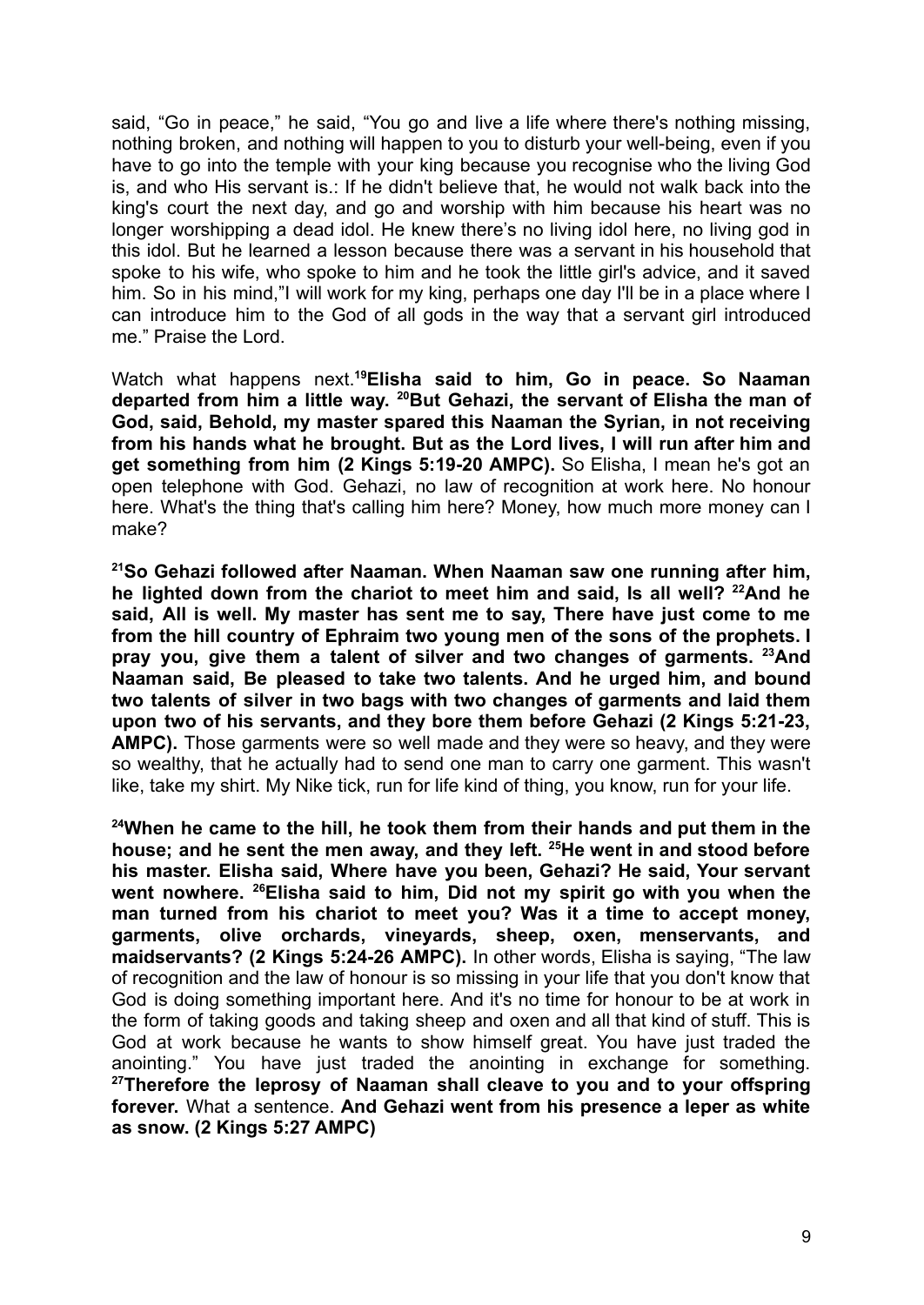said, "Go in peace," he said, "You go and live a life where there's nothing missing, nothing broken, and nothing will happen to you to disturb your well-being, even if you have to go into the temple with your king because you recognise who the living God is, and who His servant is.: If he didn't believe that, he would not walk back into the king's court the next day, and go and worship with him because his heart was no longer worshipping a dead idol. He knew there's no living idol here, no living god in this idol. But he learned a lesson because there was a servant in his household that spoke to his wife, who spoke to him and he took the little girl's advice, and it saved him. So in his mind,"I will work for my king, perhaps one day I'll be in a place where I can introduce him to the God of all gods in the way that a servant girl introduced me." Praise the Lord.

Watch what happens next.**[19]Elisha said to him, Go in peace. So Naaman departed from him a little way. [20]But Gehazi, the servant of Elisha the man of God, said, Behold, my master spared this Naaman the Syrian, in not receiving from his hands what he brought. But as the Lord lives, I will run after him and get something from him (2 Kings 5:19-20 AMPC).** So Elisha, I mean he's got an open telephone with God. Gehazi, no law of recognition at work here. No honour here. What's the thing that's calling him here? Money, how much more money can I make?

**[21]So Gehazi followed after Naaman. When Naaman saw one running after him, he lighted down from the chariot to meet him and said, Is all well? [22]And he said, All is well. My master has sent me to say, There have just come to me from the hill country of Ephraim two young men of the sons of the prophets. I pray you, give them a talent of silver and two changes of garments. [23]And Naaman said, Be pleased to take two talents. And he urged him, and bound two talents of silver in two bags with two changes of garments and laid them upon two of his servants, and they bore them before Gehazi (2 Kings 5:21-23, AMPC).** Those garments were so well made and they were so heavy, and they were so wealthy, that he actually had to send one man to carry one garment. This wasn't like, take my shirt. My Nike tick, run for life kind of thing, you know, run for your life.

**[24]When he came to the hill, he took them from their hands and put them in the house; and he sent the men away, and they left. [25]He went in and stood before his master. Elisha said, Where have you been, Gehazi? He said, Your servant went nowhere. [26]Elisha said to him, Did not my spirit go with you when the man turned from his chariot to meet you? Was it a time to accept money, garments, olive orchards, vineyards, sheep, oxen, menservants, and maidservants? (2 Kings 5:24-26 AMPC).** In other words, Elisha is saying, "The law of recognition and the law of honour is so missing in your life that you don't know that God is doing something important here. And it's no time for honour to be at work in the form of taking goods and taking sheep and oxen and all that kind of stuff. This is God at work because he wants to show himself great. You have just traded the anointing." You have just traded the anointing in exchange for something. **[27]Therefore the leprosy of Naaman shall cleave to you and to your offspring forever.** What a sentence. **And Gehazi went from his presence a leper as white as snow. (2 Kings 5:27 AMPC)**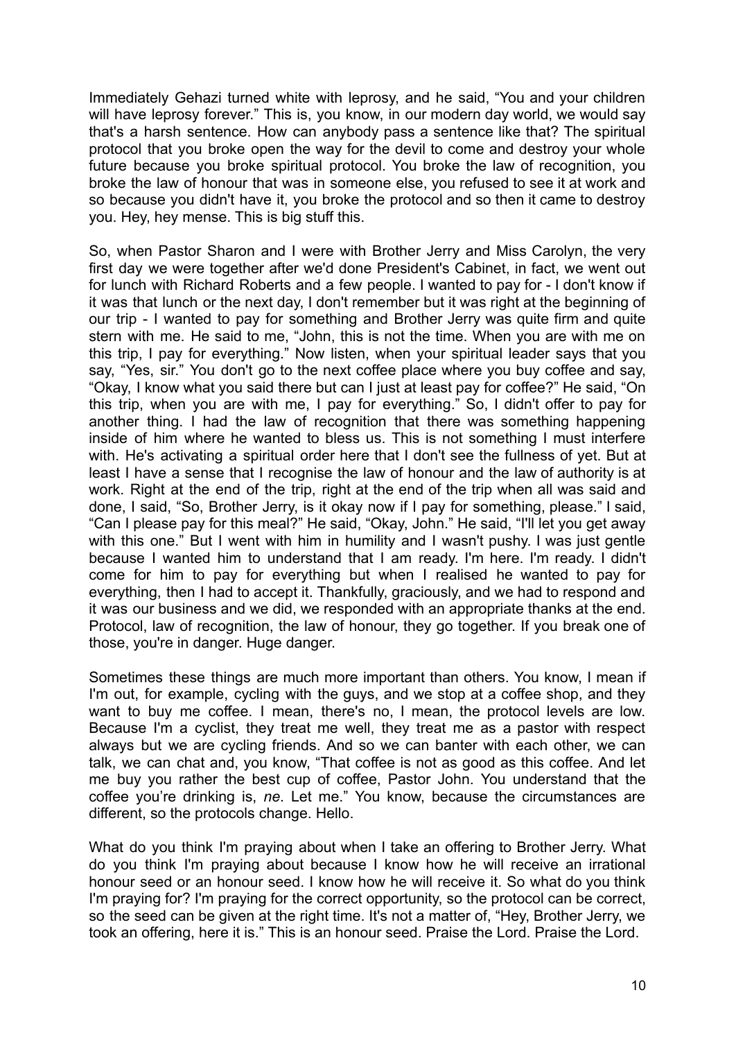Immediately Gehazi turned white with leprosy, and he said, "You and your children will have leprosy forever." This is, you know, in our modern day world, we would say that's a harsh sentence. How can anybody pass a sentence like that? The spiritual protocol that you broke open the way for the devil to come and destroy your whole future because you broke spiritual protocol. You broke the law of recognition, you broke the law of honour that was in someone else, you refused to see it at work and so because you didn't have it, you broke the protocol and so then it came to destroy you. Hey, hey mense. This is big stuff this.

So, when Pastor Sharon and I were with Brother Jerry and Miss Carolyn, the very first day we were together after we'd done President's Cabinet, in fact, we went out for lunch with Richard Roberts and a few people. I wanted to pay for - I don't know if it was that lunch or the next day, I don't remember but it was right at the beginning of our trip - I wanted to pay for something and Brother Jerry was quite firm and quite stern with me. He said to me, "John, this is not the time. When you are with me on this trip, I pay for everything." Now listen, when your spiritual leader says that you say, "Yes, sir." You don't go to the next coffee place where you buy coffee and say, "Okay, I know what you said there but can I just at least pay for coffee?" He said, "On this trip, when you are with me, I pay for everything." So, I didn't offer to pay for another thing. I had the law of recognition that there was something happening inside of him where he wanted to bless us. This is not something I must interfere with. He's activating a spiritual order here that I don't see the fullness of yet. But at least I have a sense that I recognise the law of honour and the law of authority is at work. Right at the end of the trip, right at the end of the trip when all was said and done, I said, "So, Brother Jerry, is it okay now if I pay for something, please." I said, "Can I please pay for this meal?" He said, "Okay, John." He said, "I'll let you get away with this one." But I went with him in humility and I wasn't pushy. I was just gentle because I wanted him to understand that I am ready. I'm here. I'm ready. I didn't come for him to pay for everything but when I realised he wanted to pay for everything, then I had to accept it. Thankfully, graciously, and we had to respond and it was our business and we did, we responded with an appropriate thanks at the end. Protocol, law of recognition, the law of honour, they go together. If you break one of those, you're in danger. Huge danger.

Sometimes these things are much more important than others. You know, I mean if I'm out, for example, cycling with the guys, and we stop at a coffee shop, and they want to buy me coffee. I mean, there's no, I mean, the protocol levels are low. Because I'm a cyclist, they treat me well, they treat me as a pastor with respect always but we are cycling friends. And so we can banter with each other, we can talk, we can chat and, you know, "That coffee is not as good as this coffee. And let me buy you rather the best cup of coffee, Pastor John. You understand that the coffee you're drinking is, *ne*. Let me." You know, because the circumstances are different, so the protocols change. Hello.

What do you think I'm praying about when I take an offering to Brother Jerry. What do you think I'm praying about because I know how he will receive an irrational honour seed or an honour seed. I know how he will receive it. So what do you think I'm praying for? I'm praying for the correct opportunity, so the protocol can be correct, so the seed can be given at the right time. It's not a matter of, "Hey, Brother Jerry, we took an offering, here it is." This is an honour seed. Praise the Lord. Praise the Lord.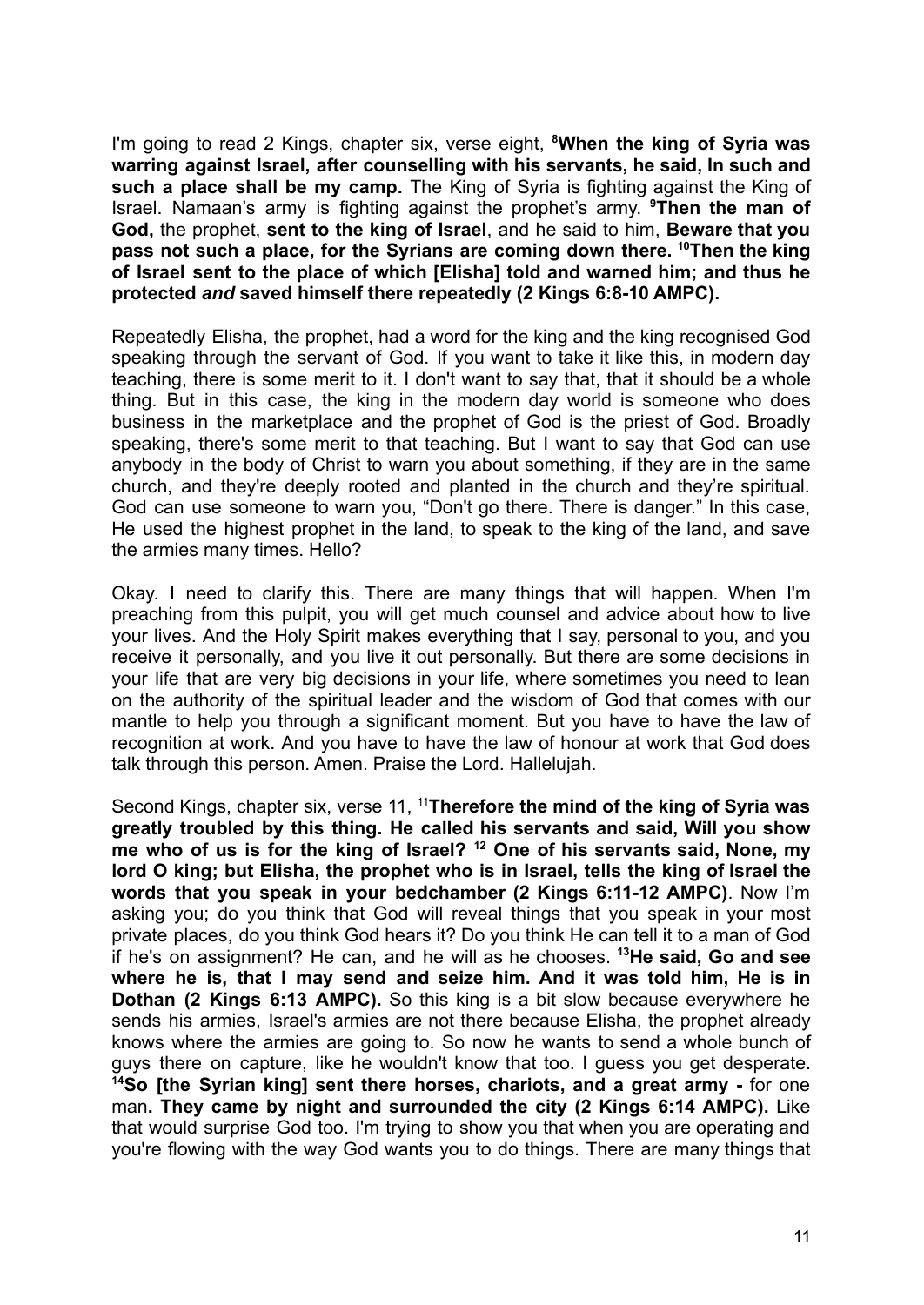I'm going to read 2 Kings, chapter six, verse eight, [8]**When the king of Syria was warring against Israel, after counselling with his servants, he said, In such and such a place shall be my camp.** The King of Syria is fighting against the King of Israel. Namaan's army is fighting against the prophet's army. [9]**Then the man of God,** the prophet, **sent to the king of Israel**, and he said to him, **Beware that you pass not such a place, for the Syrians are coming down there. [10]Then the king of Israel sent to the place of which [Elisha] told and warned him; and thus he protected *and* saved himself there repeatedly (2 Kings 6:8-10 AMPC).**

Repeatedly Elisha, the prophet, had a word for the king and the king recognised God speaking through the servant of God. If you want to take it like this, in modern day teaching, there is some merit to it. I don't want to say that, that it should be a whole thing. But in this case, the king in the modern day world is someone who does business in the marketplace and the prophet of God is the priest of God. Broadly speaking, there's some merit to that teaching. But I want to say that God can use anybody in the body of Christ to warn you about something, if they are in the same church, and they're deeply rooted and planted in the church and they're spiritual. God can use someone to warn you, "Don't go there. There is danger." In this case, He used the highest prophet in the land, to speak to the king of the land, and save the armies many times. Hello?

Okay. I need to clarify this. There are many things that will happen. When I'm preaching from this pulpit, you will get much counsel and advice about how to live your lives. And the Holy Spirit makes everything that I say, personal to you, and you receive it personally, and you live it out personally. But there are some decisions in your life that are very big decisions in your life, where sometimes you need to lean on the authority of the spiritual leader and the wisdom of God that comes with our mantle to help you through a significant moment. But you have to have the law of recognition at work. And you have to have the law of honour at work that God does talk through this person. Amen. Praise the Lord. Hallelujah.

Second Kings, chapter six, verse 11, [11]**Therefore the mind of the king of Syria was greatly troubled by this thing. He called his servants and said, Will you show me who of us is for the king of Israel? [12] One of his servants said, None, my lord O king; but Elisha, the prophet who is in Israel, tells the king of Israel the words that you speak in your bedchamber (2 Kings 6:11-12 AMPC)**. Now I'm asking you; do you think that God will reveal things that you speak in your most private places, do you think God hears it? Do you think He can tell it to a man of God if he's on assignment? He can, and he will as he chooses. [13]**He said, Go and see where he is, that I may send and seize him. And it was told him, He is in Dothan (2 Kings 6:13 AMPC).** So this king is a bit slow because everywhere he sends his armies, Israel's armies are not there because Elisha, the prophet already knows where the armies are going to. So now he wants to send a whole bunch of guys there on capture, like he wouldn't know that too. I guess you get desperate. [14]**So [the Syrian king] sent there horses, chariots, and a great army -** for one man**. They came by night and surrounded the city (2 Kings 6:14 AMPC).** Like that would surprise God too. I'm trying to show you that when you are operating and you're flowing with the way God wants you to do things. There are many things that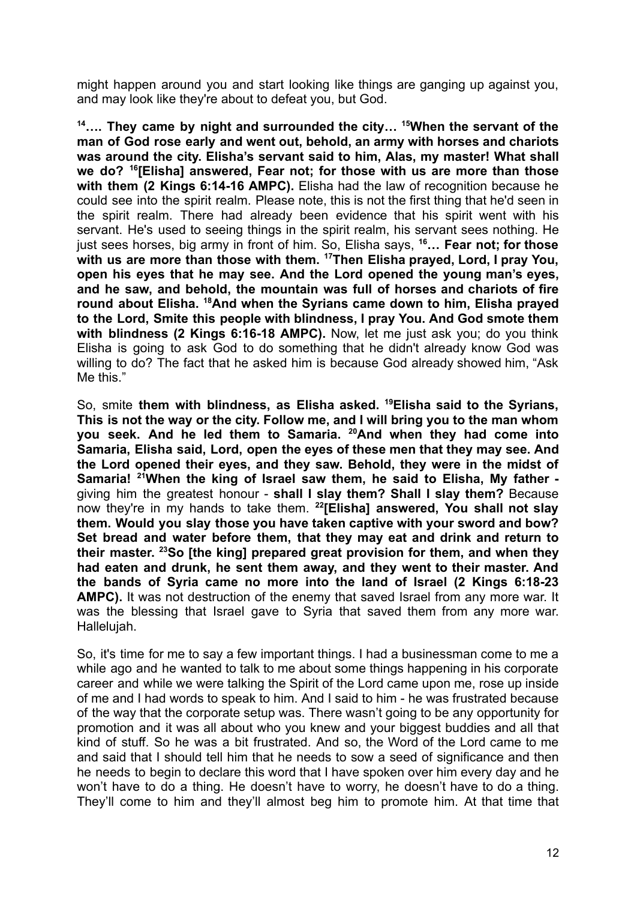might happen around you and start looking like things are ganging up against you, and may look like they're about to defeat you, but God.

**[14]…. They came by night and surrounded the city… [15]When the servant of the man of God rose early and went out, behold, an army with horses and chariots was around the city. Elisha's servant said to him, Alas, my master! What shall we do? [16][Elisha] answered, Fear not; for those with us are more than those with them (2 Kings 6:14-16 AMPC).** Elisha had the law of recognition because he could see into the spirit realm. Please note, this is not the first thing that he'd seen in the spirit realm. There had already been evidence that his spirit went with his servant. He's used to seeing things in the spirit realm, his servant sees nothing. He just sees horses, big army in front of him. So, Elisha says, **[16]… Fear not; for those with us are more than those with them. [17]Then Elisha prayed, Lord, I pray You, open his eyes that he may see. And the Lord opened the young man's eyes, and he saw, and behold, the mountain was full of horses and chariots of fire round about Elisha. [18]And when the Syrians came down to him, Elisha prayed to the Lord, Smite this people with blindness, I pray You. And God smote them with blindness (2 Kings 6:16-18 AMPC).** Now, let me just ask you; do you think Elisha is going to ask God to do something that he didn't already know God was willing to do? The fact that he asked him is because God already showed him, "Ask Me this."

So, smite **them with blindness, as Elisha asked. [19]Elisha said to the Syrians, This is not the way or the city. Follow me, and I will bring you to the man whom you seek. And he led them to Samaria. [20]And when they had come into Samaria, Elisha said, Lord, open the eyes of these men that they may see. And the Lord opened their eyes, and they saw. Behold, they were in the midst of Samaria! [21]When the king of Israel saw them, he said to Elisha, My father -** giving him the greatest honour - **shall I slay them? Shall I slay them?** Because now they're in my hands to take them. **[22][Elisha] answered, You shall not slay them. Would you slay those you have taken captive with your sword and bow? Set bread and water before them, that they may eat and drink and return to their master. [23]So [the king] prepared great provision for them, and when they had eaten and drunk, he sent them away, and they went to their master. And the bands of Syria came no more into the land of Israel (2 Kings 6:18-23 AMPC).** It was not destruction of the enemy that saved Israel from any more war. It was the blessing that Israel gave to Syria that saved them from any more war. Hallelujah.

So, it's time for me to say a few important things. I had a businessman come to me a while ago and he wanted to talk to me about some things happening in his corporate career and while we were talking the Spirit of the Lord came upon me, rose up inside of me and I had words to speak to him. And I said to him - he was frustrated because of the way that the corporate setup was. There wasn't going to be any opportunity for promotion and it was all about who you knew and your biggest buddies and all that kind of stuff. So he was a bit frustrated. And so, the Word of the Lord came to me and said that I should tell him that he needs to sow a seed of significance and then he needs to begin to declare this word that I have spoken over him every day and he won't have to do a thing. He doesn't have to worry, he doesn't have to do a thing. They'll come to him and they'll almost beg him to promote him. At that time that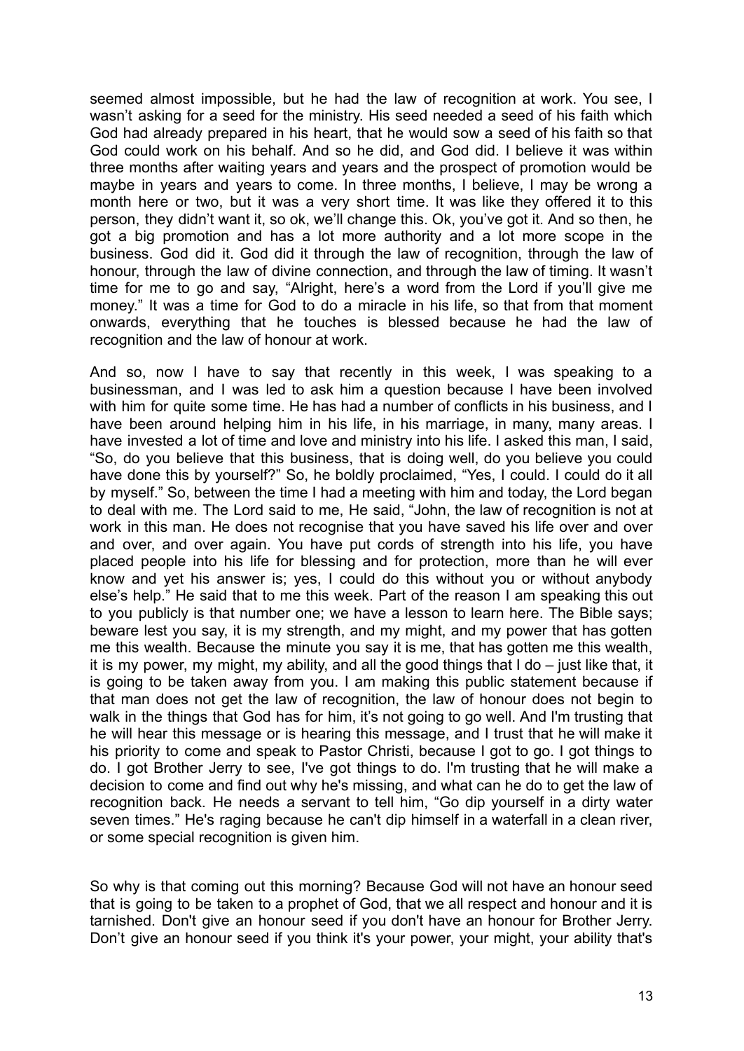seemed almost impossible, but he had the law of recognition at work. You see, I wasn't asking for a seed for the ministry. His seed needed a seed of his faith which God had already prepared in his heart, that he would sow a seed of his faith so that God could work on his behalf. And so he did, and God did. I believe it was within three months after waiting years and years and the prospect of promotion would be maybe in years and years to come. In three months, I believe, I may be wrong a month here or two, but it was a very short time. It was like they offered it to this person, they didn't want it, so ok, we'll change this. Ok, you've got it. And so then, he got a big promotion and has a lot more authority and a lot more scope in the business. God did it. God did it through the law of recognition, through the law of honour, through the law of divine connection, and through the law of timing. It wasn't time for me to go and say, "Alright, here's a word from the Lord if you'll give me money." It was a time for God to do a miracle in his life, so that from that moment onwards, everything that he touches is blessed because he had the law of recognition and the law of honour at work.

And so, now I have to say that recently in this week, I was speaking to a businessman, and I was led to ask him a question because I have been involved with him for quite some time. He has had a number of conflicts in his business, and I have been around helping him in his life, in his marriage, in many, many areas. I have invested a lot of time and love and ministry into his life. I asked this man, I said, "So, do you believe that this business, that is doing well, do you believe you could have done this by yourself?" So, he boldly proclaimed, "Yes, I could. I could do it all by myself." So, between the time I had a meeting with him and today, the Lord began to deal with me. The Lord said to me, He said, "John, the law of recognition is not at work in this man. He does not recognise that you have saved his life over and over and over, and over again. You have put cords of strength into his life, you have placed people into his life for blessing and for protection, more than he will ever know and yet his answer is; yes, I could do this without you or without anybody else's help." He said that to me this week. Part of the reason I am speaking this out to you publicly is that number one; we have a lesson to learn here. The Bible says; beware lest you say, it is my strength, and my might, and my power that has gotten me this wealth. Because the minute you say it is me, that has gotten me this wealth, it is my power, my might, my ability, and all the good things that I do – just like that, it is going to be taken away from you. I am making this public statement because if that man does not get the law of recognition, the law of honour does not begin to walk in the things that God has for him, it's not going to go well. And I'm trusting that he will hear this message or is hearing this message, and I trust that he will make it his priority to come and speak to Pastor Christi, because I got to go. I got things to do. I got Brother Jerry to see, I've got things to do. I'm trusting that he will make a decision to come and find out why he's missing, and what can he do to get the law of recognition back. He needs a servant to tell him, "Go dip yourself in a dirty water seven times." He's raging because he can't dip himself in a waterfall in a clean river, or some special recognition is given him.

So why is that coming out this morning? Because God will not have an honour seed that is going to be taken to a prophet of God, that we all respect and honour and it is tarnished. Don't give an honour seed if you don't have an honour for Brother Jerry. Don't give an honour seed if you think it's your power, your might, your ability that's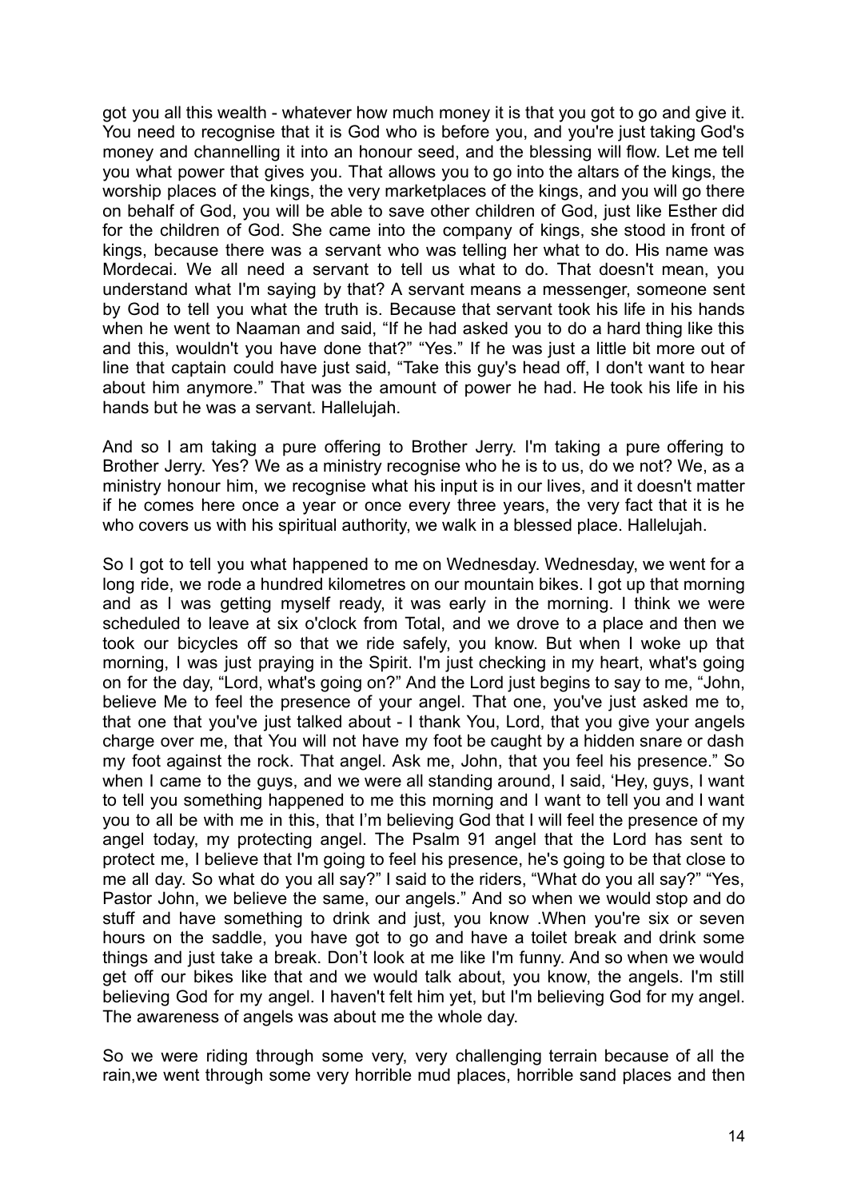got you all this wealth - whatever how much money it is that you got to go and give it. You need to recognise that it is God who is before you, and you're just taking God's money and channelling it into an honour seed, and the blessing will flow. Let me tell you what power that gives you. That allows you to go into the altars of the kings, the worship places of the kings, the very marketplaces of the kings, and you will go there on behalf of God, you will be able to save other children of God, just like Esther did for the children of God. She came into the company of kings, she stood in front of kings, because there was a servant who was telling her what to do. His name was Mordecai. We all need a servant to tell us what to do. That doesn't mean, you understand what I'm saying by that? A servant means a messenger, someone sent by God to tell you what the truth is. Because that servant took his life in his hands when he went to Naaman and said, "If he had asked you to do a hard thing like this and this, wouldn't you have done that?" "Yes." If he was just a little bit more out of line that captain could have just said, "Take this guy's head off, I don't want to hear about him anymore." That was the amount of power he had. He took his life in his hands but he was a servant. Hallelujah.

And so I am taking a pure offering to Brother Jerry. I'm taking a pure offering to Brother Jerry. Yes? We as a ministry recognise who he is to us, do we not? We, as a ministry honour him, we recognise what his input is in our lives, and it doesn't matter if he comes here once a year or once every three years, the very fact that it is he who covers us with his spiritual authority, we walk in a blessed place. Hallelujah.

So I got to tell you what happened to me on Wednesday. Wednesday, we went for a long ride, we rode a hundred kilometres on our mountain bikes. I got up that morning and as I was getting myself ready, it was early in the morning. I think we were scheduled to leave at six o'clock from Total, and we drove to a place and then we took our bicycles off so that we ride safely, you know. But when I woke up that morning, I was just praying in the Spirit. I'm just checking in my heart, what's going on for the day, "Lord, what's going on?" And the Lord just begins to say to me, "John, believe Me to feel the presence of your angel. That one, you've just asked me to, that one that you've just talked about - I thank You, Lord, that you give your angels charge over me, that You will not have my foot be caught by a hidden snare or dash my foot against the rock. That angel. Ask me, John, that you feel his presence." So when I came to the guys, and we were all standing around, I said, 'Hey, guys, I want to tell you something happened to me this morning and I want to tell you and I want you to all be with me in this, that I'm believing God that I will feel the presence of my angel today, my protecting angel. The Psalm 91 angel that the Lord has sent to protect me, I believe that I'm going to feel his presence, he's going to be that close to me all day. So what do you all say?" I said to the riders, "What do you all say?" "Yes, Pastor John, we believe the same, our angels." And so when we would stop and do stuff and have something to drink and just, you know .When you're six or seven hours on the saddle, you have got to go and have a toilet break and drink some things and just take a break. Don't look at me like I'm funny. And so when we would get off our bikes like that and we would talk about, you know, the angels. I'm still believing God for my angel. I haven't felt him yet, but I'm believing God for my angel. The awareness of angels was about me the whole day.

So we were riding through some very, very challenging terrain because of all the rain,we went through some very horrible mud places, horrible sand places and then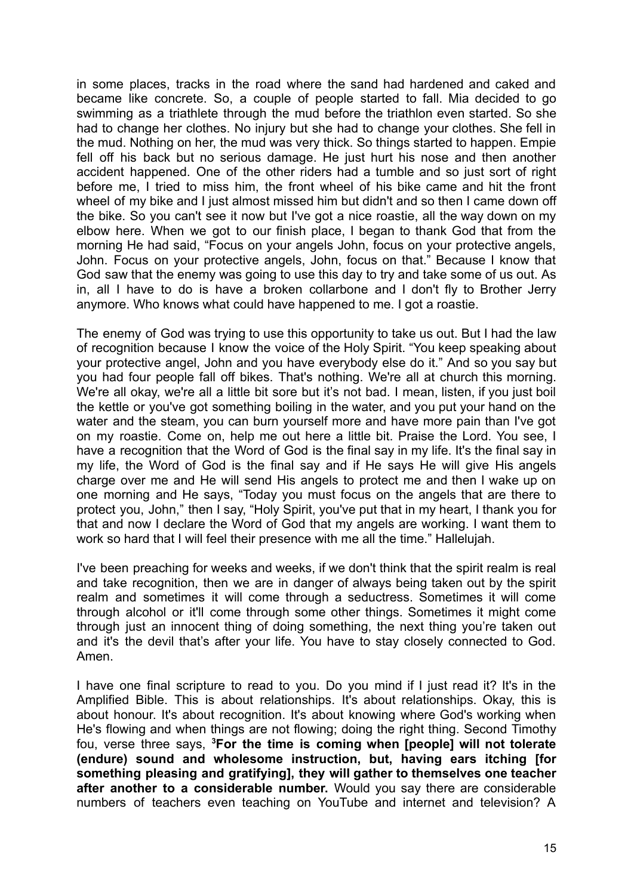in some places, tracks in the road where the sand had hardened and caked and became like concrete. So, a couple of people started to fall. Mia decided to go swimming as a triathlete through the mud before the triathlon even started. So she had to change her clothes. No injury but she had to change your clothes. She fell in the mud. Nothing on her, the mud was very thick. So things started to happen. Empie fell off his back but no serious damage. He just hurt his nose and then another accident happened. One of the other riders had a tumble and so just sort of right before me, I tried to miss him, the front wheel of his bike came and hit the front wheel of my bike and I just almost missed him but didn't and so then I came down off the bike. So you can't see it now but I've got a nice roastie, all the way down on my elbow here. When we got to our finish place, I began to thank God that from the morning He had said, "Focus on your angels John, focus on your protective angels, John. Focus on your protective angels, John, focus on that." Because I know that God saw that the enemy was going to use this day to try and take some of us out. As in, all I have to do is have a broken collarbone and I don't fly to Brother Jerry anymore. Who knows what could have happened to me. I got a roastie.

The enemy of God was trying to use this opportunity to take us out. But I had the law of recognition because I know the voice of the Holy Spirit. "You keep speaking about your protective angel, John and you have everybody else do it." And so you say but you had four people fall off bikes. That's nothing. We're all at church this morning. We're all okay, we're all a little bit sore but it's not bad. I mean, listen, if you just boil the kettle or you've got something boiling in the water, and you put your hand on the water and the steam, you can burn yourself more and have more pain than I've got on my roastie. Come on, help me out here a little bit. Praise the Lord. You see, I have a recognition that the Word of God is the final say in my life. It's the final say in my life, the Word of God is the final say and if He says He will give His angels charge over me and He will send His angels to protect me and then I wake up on one morning and He says, "Today you must focus on the angels that are there to protect you, John," then I say, "Holy Spirit, you've put that in my heart, I thank you for that and now I declare the Word of God that my angels are working. I want them to work so hard that I will feel their presence with me all the time." Hallelujah.

I've been preaching for weeks and weeks, if we don't think that the spirit realm is real and take recognition, then we are in danger of always being taken out by the spirit realm and sometimes it will come through a seductress. Sometimes it will come through alcohol or it'll come through some other things. Sometimes it might come through just an innocent thing of doing something, the next thing you're taken out and it's the devil that's after your life. You have to stay closely connected to God. Amen.

I have one final scripture to read to you. Do you mind if I just read it? It's in the Amplified Bible. This is about relationships. It's about relationships. Okay, this is about honour. It's about recognition. It's about knowing where God's working when He's flowing and when things are not flowing; doing the right thing. Second Timothy fou, verse three says, [3]**For the time is coming when [people] will not tolerate (endure) sound and wholesome instruction, but, having ears itching [for something pleasing and gratifying], they will gather to themselves one teacher after another to a considerable number.** Would you say there are considerable numbers of teachers even teaching on YouTube and internet and television? A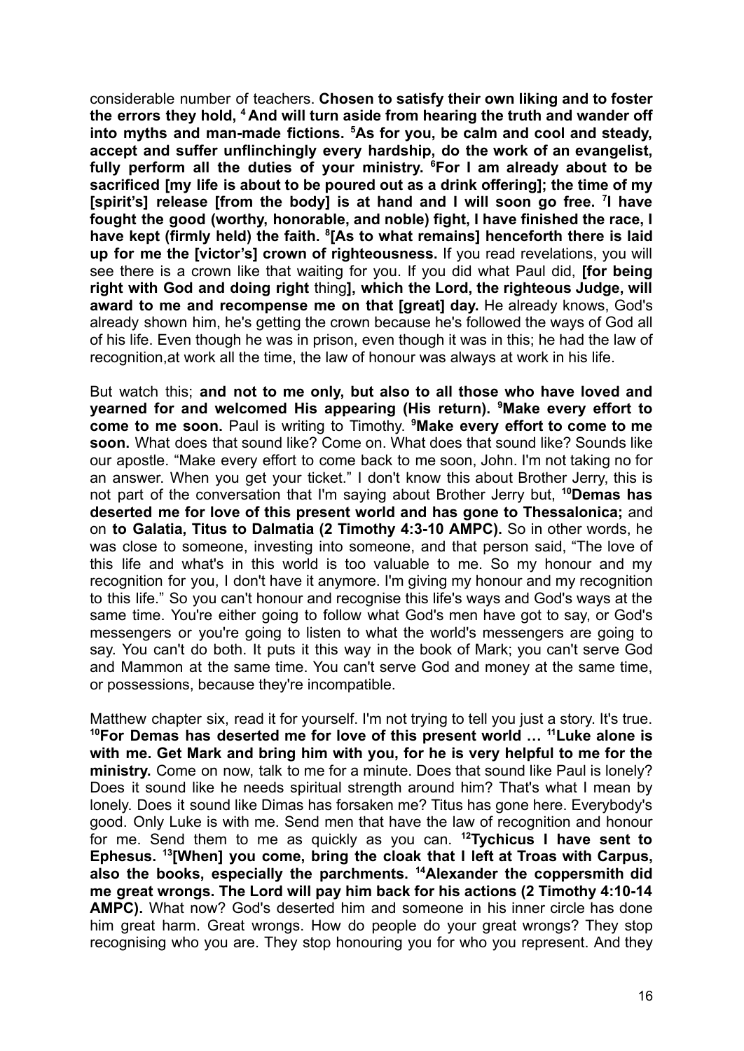considerable number of teachers. **Chosen to satisfy their own liking and to foster the errors they hold, [4] And will turn aside from hearing the truth and wander off into myths and man-made fictions. [5]As for you, be calm and cool and steady, accept and suffer unflinchingly every hardship, do the work of an evangelist, fully perform all the duties of your ministry. [6]For I am already about to be sacrificed [my life is about to be poured out as a drink offering]; the time of my [spirit's] release [from the body] is at hand and I will soon go free. [7]I have fought the good (worthy, honorable, and noble) fight, I have finished the race, I have kept (firmly held) the faith. [8][As to what remains] henceforth there is laid up for me the [victor's] crown of righteousness.** If you read revelations, you will see there is a crown like that waiting for you. If you did what Paul did, **[for being right with God and doing right** thing**], which the Lord, the righteous Judge, will award to me and recompense me on that [great] day.** He already knows, God's already shown him, he's getting the crown because he's followed the ways of God all of his life. Even though he was in prison, even though it was in this; he had the law of recognition,at work all the time, the law of honour was always at work in his life.

But watch this; **and not to me only, but also to all those who have loved and yearned for and welcomed His appearing (His return). [9]Make every effort to come to me soon.** Paul is writing to Timothy. **[9]Make every effort to come to me soon.** What does that sound like? Come on. What does that sound like? Sounds like our apostle. "Make every effort to come back to me soon, John. I'm not taking no for an answer. When you get your ticket." I don't know this about Brother Jerry, this is not part of the conversation that I'm saying about Brother Jerry but, **[10]Demas has deserted me for love of this present world and has gone to Thessalonica;** and on **to Galatia, Titus to Dalmatia (2 Timothy 4:3-10 AMPC).** So in other words, he was close to someone, investing into someone, and that person said, "The love of this life and what's in this world is too valuable to me. So my honour and my recognition for you, I don't have it anymore. I'm giving my honour and my recognition to this life." So you can't honour and recognise this life's ways and God's ways at the same time. You're either going to follow what God's men have got to say, or God's messengers or you're going to listen to what the world's messengers are going to say. You can't do both. It puts it this way in the book of Mark; you can't serve God and Mammon at the same time. You can't serve God and money at the same time, or possessions, because they're incompatible.

Matthew chapter six, read it for yourself. I'm not trying to tell you just a story. It's true. **[10]For Demas has deserted me for love of this present world … [11]Luke alone is with me. Get Mark and bring him with you, for he is very helpful to me for the ministry.** Come on now, talk to me for a minute. Does that sound like Paul is lonely? Does it sound like he needs spiritual strength around him? That's what I mean by lonely. Does it sound like Dimas has forsaken me? Titus has gone here. Everybody's good. Only Luke is with me. Send men that have the law of recognition and honour for me. Send them to me as quickly as you can. **[12]Tychicus I have sent to Ephesus. [13][When] you come, bring the cloak that I left at Troas with Carpus, also the books, especially the parchments. [14]Alexander the coppersmith did me great wrongs. The Lord will pay him back for his actions (2 Timothy 4:10-14 AMPC).** What now? God's deserted him and someone in his inner circle has done him great harm. Great wrongs. How do people do your great wrongs? They stop recognising who you are. They stop honouring you for who you represent. And they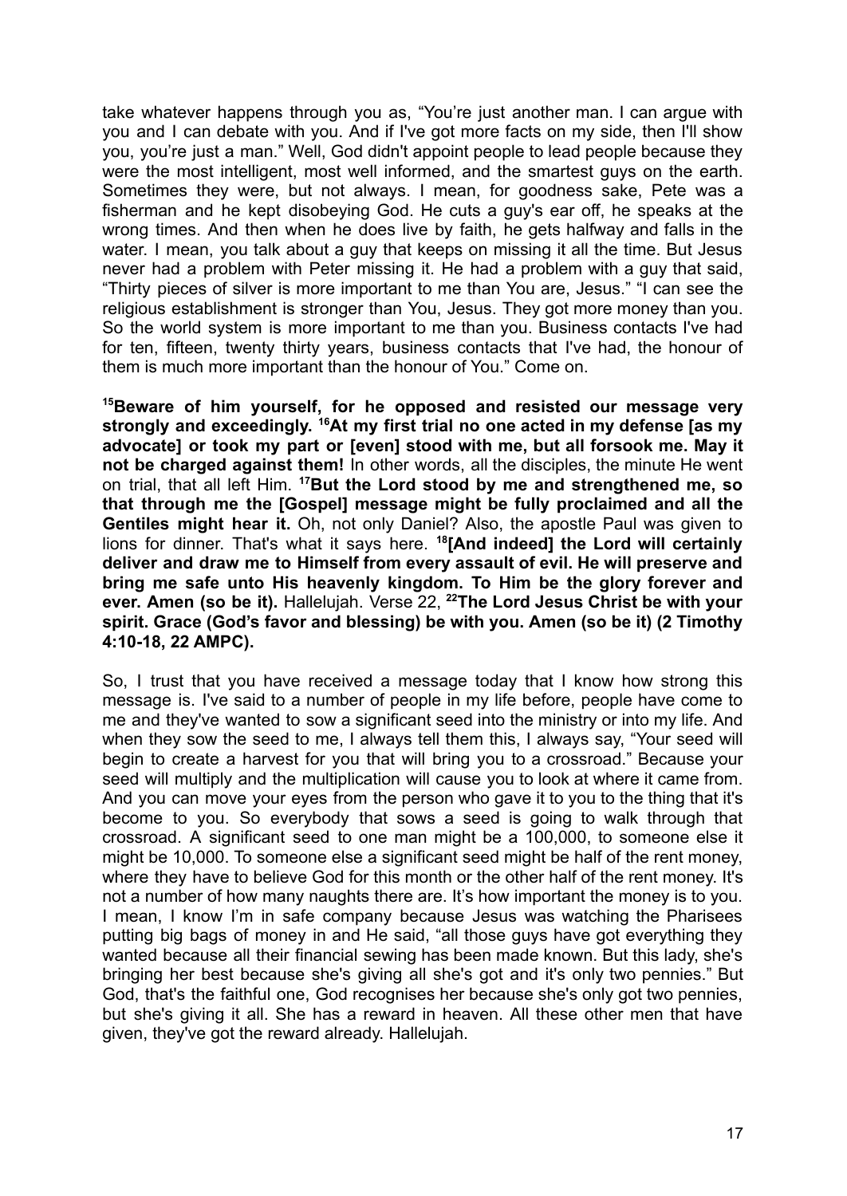take whatever happens through you as, "You're just another man. I can argue with you and I can debate with you. And if I've got more facts on my side, then I'll show you, you're just a man." Well, God didn't appoint people to lead people because they were the most intelligent, most well informed, and the smartest guys on the earth. Sometimes they were, but not always. I mean, for goodness sake, Pete was a fisherman and he kept disobeying God. He cuts a guy's ear off, he speaks at the wrong times. And then when he does live by faith, he gets halfway and falls in the water. I mean, you talk about a guy that keeps on missing it all the time. But Jesus never had a problem with Peter missing it. He had a problem with a guy that said, "Thirty pieces of silver is more important to me than You are, Jesus." "I can see the religious establishment is stronger than You, Jesus. They got more money than you. So the world system is more important to me than you. Business contacts I've had for ten, fifteen, twenty thirty years, business contacts that I've had, the honour of them is much more important than the honour of You." Come on.

**[15]Beware of him yourself, for he opposed and resisted our message very strongly and exceedingly. [16]At my first trial no one acted in my defense [as my advocate] or took my part or [even] stood with me, but all forsook me. May it not be charged against them!** In other words, all the disciples, the minute He went on trial, that all left Him. **[17]But the Lord stood by me and strengthened me, so that through me the [Gospel] message might be fully proclaimed and all the Gentiles might hear it.** Oh, not only Daniel? Also, the apostle Paul was given to lions for dinner. That's what it says here. **[18][And indeed] the Lord will certainly deliver and draw me to Himself from every assault of evil. He will preserve and bring me safe unto His heavenly kingdom. To Him be the glory forever and ever. Amen (so be it).** Hallelujah. Verse 22, **[22]The Lord Jesus Christ be with your spirit. Grace (God's favor and blessing) be with you. Amen (so be it) (2 Timothy 4:10-18, 22 AMPC).**

So, I trust that you have received a message today that I know how strong this message is. I've said to a number of people in my life before, people have come to me and they've wanted to sow a significant seed into the ministry or into my life. And when they sow the seed to me, I always tell them this, I always say, "Your seed will begin to create a harvest for you that will bring you to a crossroad." Because your seed will multiply and the multiplication will cause you to look at where it came from. And you can move your eyes from the person who gave it to you to the thing that it's become to you. So everybody that sows a seed is going to walk through that crossroad. A significant seed to one man might be a 100,000, to someone else it might be 10,000. To someone else a significant seed might be half of the rent money, where they have to believe God for this month or the other half of the rent money. It's not a number of how many naughts there are. It's how important the money is to you. I mean, I know I'm in safe company because Jesus was watching the Pharisees putting big bags of money in and He said, "all those guys have got everything they wanted because all their financial sewing has been made known. But this lady, she's bringing her best because she's giving all she's got and it's only two pennies." But God, that's the faithful one, God recognises her because she's only got two pennies, but she's giving it all. She has a reward in heaven. All these other men that have given, they've got the reward already. Hallelujah.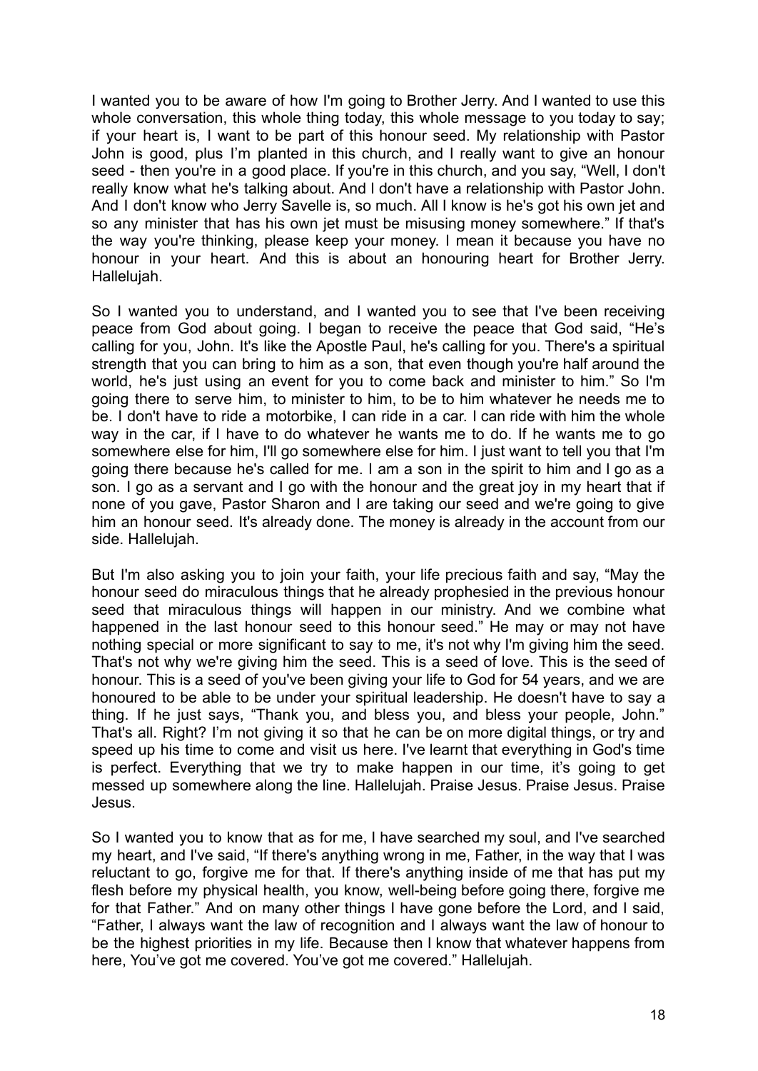I wanted you to be aware of how I'm going to Brother Jerry. And I wanted to use this whole conversation, this whole thing today, this whole message to you today to say; if your heart is, I want to be part of this honour seed. My relationship with Pastor John is good, plus I'm planted in this church, and I really want to give an honour seed - then you're in a good place. If you're in this church, and you say, "Well, I don't really know what he's talking about. And I don't have a relationship with Pastor John. And I don't know who Jerry Savelle is, so much. All I know is he's got his own jet and so any minister that has his own jet must be misusing money somewhere." If that's the way you're thinking, please keep your money. I mean it because you have no honour in your heart. And this is about an honouring heart for Brother Jerry. Hallelujah.

So I wanted you to understand, and I wanted you to see that I've been receiving peace from God about going. I began to receive the peace that God said, "He's calling for you, John. It's like the Apostle Paul, he's calling for you. There's a spiritual strength that you can bring to him as a son, that even though you're half around the world, he's just using an event for you to come back and minister to him." So I'm going there to serve him, to minister to him, to be to him whatever he needs me to be. I don't have to ride a motorbike, I can ride in a car. I can ride with him the whole way in the car, if I have to do whatever he wants me to do. If he wants me to go somewhere else for him, I'll go somewhere else for him. I just want to tell you that I'm going there because he's called for me. I am a son in the spirit to him and I go as a son. I go as a servant and I go with the honour and the great joy in my heart that if none of you gave, Pastor Sharon and I are taking our seed and we're going to give him an honour seed. It's already done. The money is already in the account from our side. Hallelujah.

But I'm also asking you to join your faith, your life precious faith and say, "May the honour seed do miraculous things that he already prophesied in the previous honour seed that miraculous things will happen in our ministry. And we combine what happened in the last honour seed to this honour seed." He may or may not have nothing special or more significant to say to me, it's not why I'm giving him the seed. That's not why we're giving him the seed. This is a seed of love. This is the seed of honour. This is a seed of you've been giving your life to God for 54 years, and we are honoured to be able to be under your spiritual leadership. He doesn't have to say a thing. If he just says, "Thank you, and bless you, and bless your people, John." That's all. Right? I'm not giving it so that he can be on more digital things, or try and speed up his time to come and visit us here. I've learnt that everything in God's time is perfect. Everything that we try to make happen in our time, it's going to get messed up somewhere along the line. Hallelujah. Praise Jesus. Praise Jesus. Praise Jesus.

So I wanted you to know that as for me, I have searched my soul, and I've searched my heart, and I've said, "If there's anything wrong in me, Father, in the way that I was reluctant to go, forgive me for that. If there's anything inside of me that has put my flesh before my physical health, you know, well-being before going there, forgive me for that Father." And on many other things I have gone before the Lord, and I said, "Father, I always want the law of recognition and I always want the law of honour to be the highest priorities in my life. Because then I know that whatever happens from here, You've got me covered. You've got me covered." Hallelujah.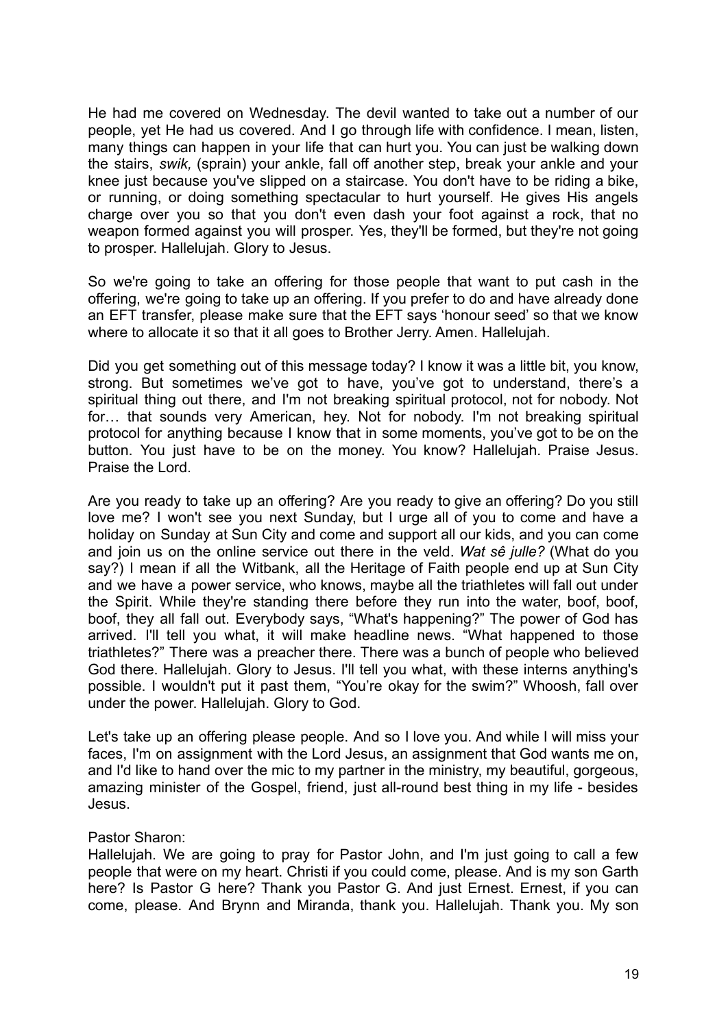He had me covered on Wednesday. The devil wanted to take out a number of our people, yet He had us covered. And I go through life with confidence. I mean, listen, many things can happen in your life that can hurt you. You can just be walking down the stairs, *swik,* (sprain) your ankle, fall off another step, break your ankle and your knee just because you've slipped on a staircase. You don't have to be riding a bike, or running, or doing something spectacular to hurt yourself. He gives His angels charge over you so that you don't even dash your foot against a rock, that no weapon formed against you will prosper. Yes, they'll be formed, but they're not going to prosper. Hallelujah. Glory to Jesus.

So we're going to take an offering for those people that want to put cash in the offering, we're going to take up an offering. If you prefer to do and have already done an EFT transfer, please make sure that the EFT says 'honour seed' so that we know where to allocate it so that it all goes to Brother Jerry. Amen. Hallelujah.

Did you get something out of this message today? I know it was a little bit, you know, strong. But sometimes we've got to have, you've got to understand, there's a spiritual thing out there, and I'm not breaking spiritual protocol, not for nobody. Not for… that sounds very American, hey. Not for nobody. I'm not breaking spiritual protocol for anything because I know that in some moments, you've got to be on the button. You just have to be on the money. You know? Hallelujah. Praise Jesus. Praise the Lord.

Are you ready to take up an offering? Are you ready to give an offering? Do you still love me? I won't see you next Sunday, but I urge all of you to come and have a holiday on Sunday at Sun City and come and support all our kids, and you can come and join us on the online service out there in the veld. *Wat sê julle?* (What do you say?) I mean if all the Witbank, all the Heritage of Faith people end up at Sun City and we have a power service, who knows, maybe all the triathletes will fall out under the Spirit. While they're standing there before they run into the water, boof, boof, boof, they all fall out. Everybody says, "What's happening?" The power of God has arrived. I'll tell you what, it will make headline news. "What happened to those triathletes?" There was a preacher there. There was a bunch of people who believed God there. Hallelujah. Glory to Jesus. I'll tell you what, with these interns anything's possible. I wouldn't put it past them, "You're okay for the swim?" Whoosh, fall over under the power. Hallelujah. Glory to God.

Let's take up an offering please people. And so I love you. And while I will miss your faces, I'm on assignment with the Lord Jesus, an assignment that God wants me on, and I'd like to hand over the mic to my partner in the ministry, my beautiful, gorgeous, amazing minister of the Gospel, friend, just all-round best thing in my life - besides Jesus.

Pastor Sharon:
Hallelujah. We are going to pray for Pastor John, and I'm just going to call a few people that were on my heart. Christi if you could come, please. And is my son Garth here? Is Pastor G here? Thank you Pastor G. And just Ernest. Ernest, if you can come, please. And Brynn and Miranda, thank you. Hallelujah. Thank you. My son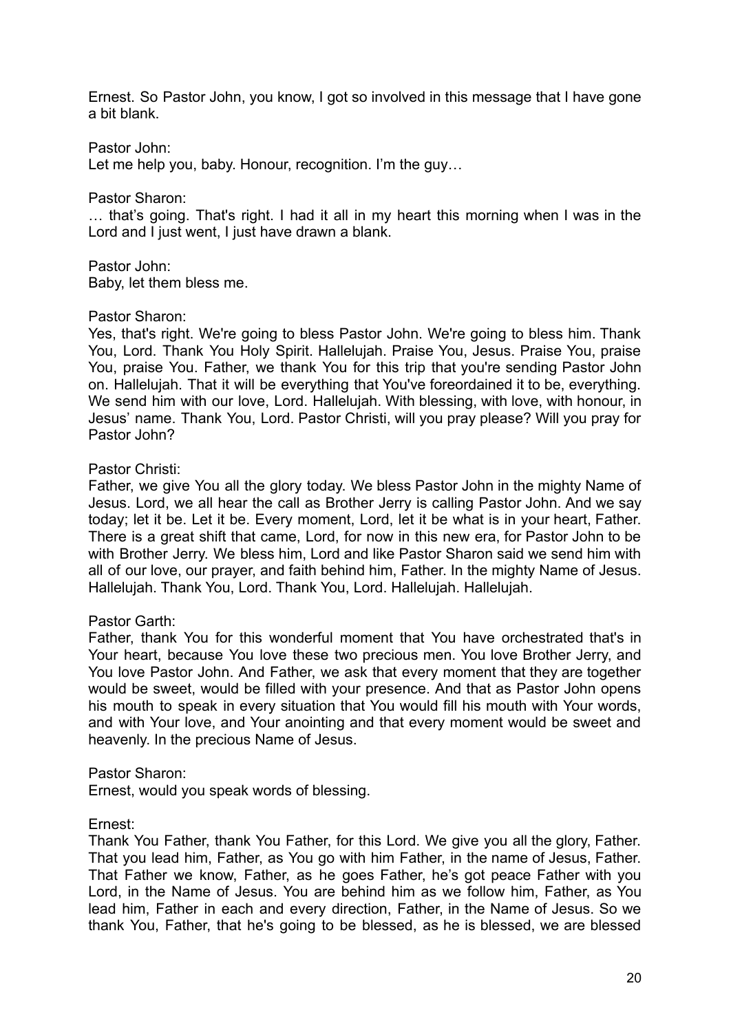Ernest. So Pastor John, you know, I got so involved in this message that I have gone a bit blank.

Pastor John:
Let me help you, baby. Honour, recognition. I'm the guy…

Pastor Sharon:
… that's going. That's right. I had it all in my heart this morning when I was in the Lord and I just went, I just have drawn a blank.

Pastor John:
Baby, let them bless me.

Pastor Sharon:
Yes, that's right. We're going to bless Pastor John. We're going to bless him. Thank You, Lord. Thank You Holy Spirit. Hallelujah. Praise You, Jesus. Praise You, praise You, praise You, praise You. Father, we thank You for this trip that you're sending Pastor John on. Hallelujah. That it will be everything that You've foreordained it to be, everything. We send him with our love, Lord. Hallelujah. With blessing, with love, with honour, in Jesus' name. Thank You, Lord. Pastor Christi, will you pray please? Will you pray for Pastor John?

Pastor Christi:
Father, we give You all the glory today. We bless Pastor John in the mighty Name of Jesus. Lord, we all hear the call as Brother Jerry is calling Pastor John. And we say today; let it be. Let it be. Every moment, Lord, let it be what is in your heart, Father. There is a great shift that came, Lord, for now in this new era, for Pastor John to be with Brother Jerry. We bless him, Lord and like Pastor Sharon said we send him with all of our love, our prayer, and faith behind him, Father. In the mighty Name of Jesus. Hallelujah. Thank You, Lord. Thank You, Lord. Hallelujah. Hallelujah.

Pastor Garth:
Father, thank You for this wonderful moment that You have orchestrated that's in Your heart, because You love these two precious men. You love Brother Jerry, and You love Pastor John. And Father, we ask that every moment that they are together would be sweet, would be filled with your presence. And that as Pastor John opens his mouth to speak in every situation that You would fill his mouth with Your words, and with Your love, and Your anointing and that every moment would be sweet and heavenly. In the precious Name of Jesus.

Pastor Sharon:
Ernest, would you speak words of blessing.

Ernest:
Thank You Father, thank You Father, for this Lord. We give you all the glory, Father. That you lead him, Father, as You go with him Father, in the name of Jesus, Father. That Father we know, Father, as he goes Father, he's got peace Father with you Lord, in the Name of Jesus. You are behind him as we follow him, Father, as You lead him, Father in each and every direction, Father, in the Name of Jesus. So we thank You, Father, that he's going to be blessed, as he is blessed, we are blessed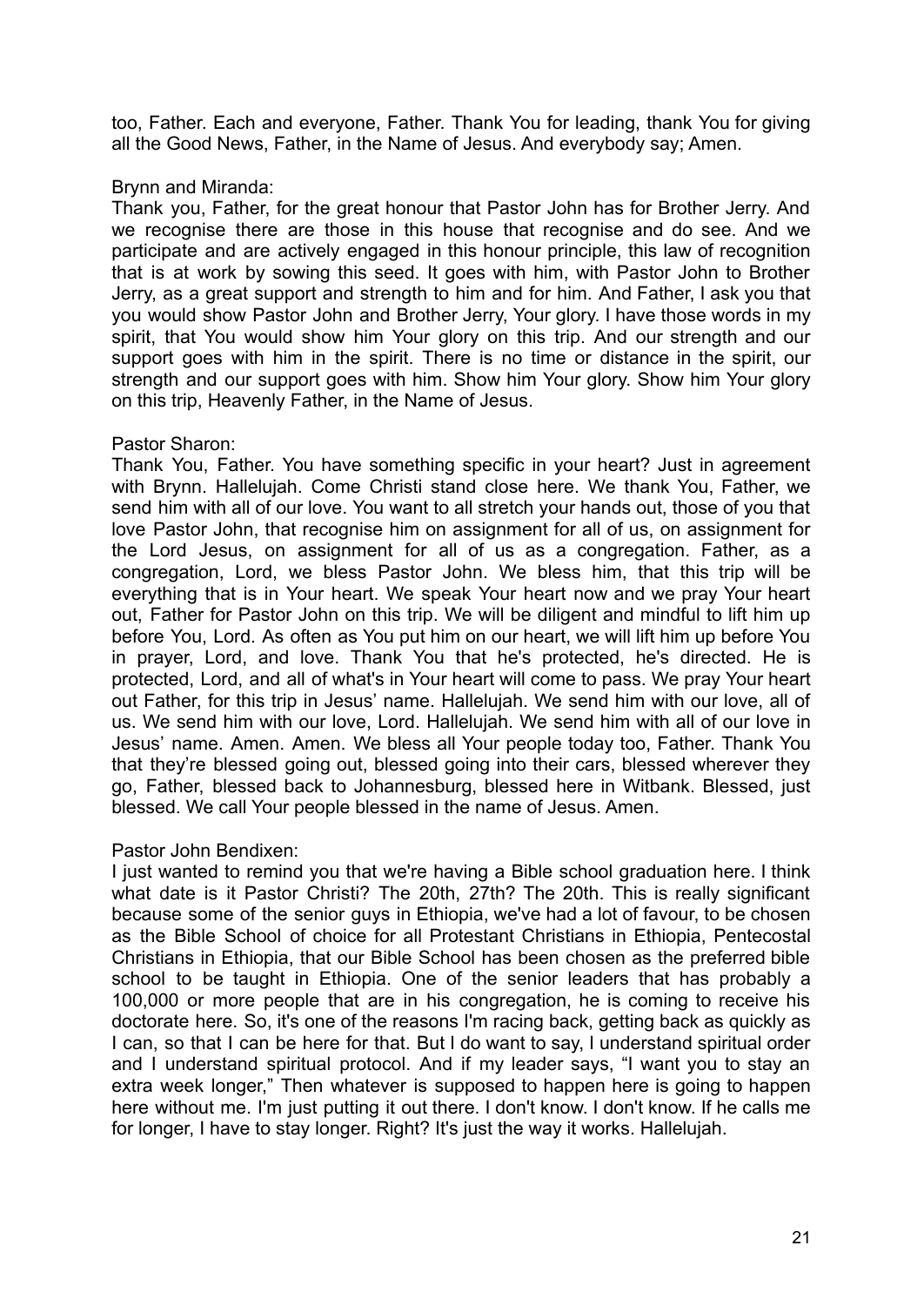too, Father. Each and everyone, Father. Thank You for leading, thank You for giving all the Good News, Father, in the Name of Jesus. And everybody say; Amen.

Brynn and Miranda:
Thank you, Father, for the great honour that Pastor John has for Brother Jerry. And we recognise there are those in this house that recognise and do see. And we participate and are actively engaged in this honour principle, this law of recognition that is at work by sowing this seed. It goes with him, with Pastor John to Brother Jerry, as a great support and strength to him and for him. And Father, I ask you that you would show Pastor John and Brother Jerry, Your glory. I have those words in my spirit, that You would show him Your glory on this trip. And our strength and our support goes with him in the spirit. There is no time or distance in the spirit, our strength and our support goes with him. Show him Your glory. Show him Your glory on this trip, Heavenly Father, in the Name of Jesus.

Pastor Sharon:
Thank You, Father. You have something specific in your heart? Just in agreement with Brynn. Hallelujah. Come Christi stand close here. We thank You, Father, we send him with all of our love. You want to all stretch your hands out, those of you that love Pastor John, that recognise him on assignment for all of us, on assignment for the Lord Jesus, on assignment for all of us as a congregation. Father, as a congregation, Lord, we bless Pastor John. We bless him, that this trip will be everything that is in Your heart. We speak Your heart now and we pray Your heart out, Father for Pastor John on this trip. We will be diligent and mindful to lift him up before You, Lord. As often as You put him on our heart, we will lift him up before You in prayer, Lord, and love. Thank You that he's protected, he's directed. He is protected, Lord, and all of what's in Your heart will come to pass. We pray Your heart out Father, for this trip in Jesus' name. Hallelujah. We send him with our love, all of us. We send him with our love, Lord. Hallelujah. We send him with all of our love in Jesus' name. Amen. Amen. We bless all Your people today too, Father. Thank You that they're blessed going out, blessed going into their cars, blessed wherever they go, Father, blessed back to Johannesburg, blessed here in Witbank. Blessed, just blessed. We call Your people blessed in the name of Jesus. Amen.

Pastor John Bendixen:
I just wanted to remind you that we're having a Bible school graduation here. I think what date is it Pastor Christi? The 20th, 27th? The 20th. This is really significant because some of the senior guys in Ethiopia, we've had a lot of favour, to be chosen as the Bible School of choice for all Protestant Christians in Ethiopia, Pentecostal Christians in Ethiopia, that our Bible School has been chosen as the preferred bible school to be taught in Ethiopia. One of the senior leaders that has probably a 100,000 or more people that are in his congregation, he is coming to receive his doctorate here. So, it's one of the reasons I'm racing back, getting back as quickly as I can, so that I can be here for that. But I do want to say, I understand spiritual order and I understand spiritual protocol. And if my leader says, "I want you to stay an extra week longer," Then whatever is supposed to happen here is going to happen here without me. I'm just putting it out there. I don't know. I don't know. If he calls me for longer, I have to stay longer. Right? It's just the way it works. Hallelujah.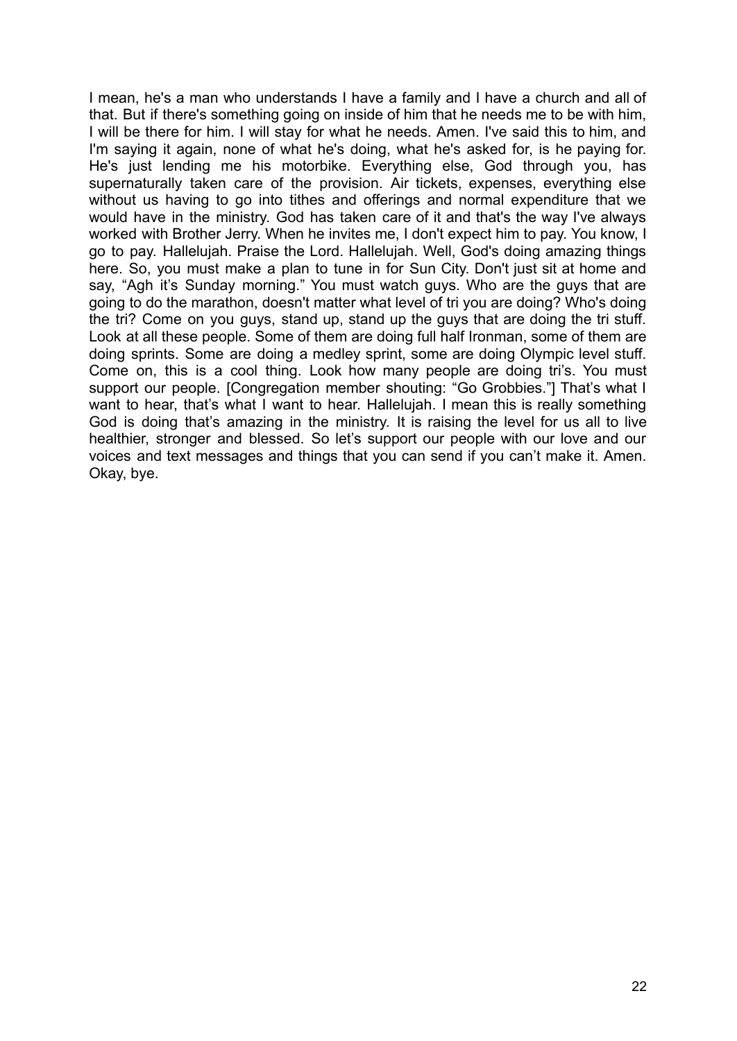I mean, he's a man who understands I have a family and I have a church and all of that. But if there's something going on inside of him that he needs me to be with him, I will be there for him. I will stay for what he needs. Amen. I've said this to him, and I'm saying it again, none of what he's doing, what he's asked for, is he paying for. He's just lending me his motorbike. Everything else, God through you, has supernaturally taken care of the provision. Air tickets, expenses, everything else without us having to go into tithes and offerings and normal expenditure that we would have in the ministry. God has taken care of it and that's the way I've always worked with Brother Jerry. When he invites me, I don't expect him to pay. You know, I go to pay. Hallelujah. Praise the Lord. Hallelujah. Well, God's doing amazing things here. So, you must make a plan to tune in for Sun City. Don't just sit at home and say, "Agh it's Sunday morning." You must watch guys. Who are the guys that are going to do the marathon, doesn't matter what level of tri you are doing? Who's doing the tri? Come on you guys, stand up, stand up the guys that are doing the tri stuff. Look at all these people. Some of them are doing full half Ironman, some of them are doing sprints. Some are doing a medley sprint, some are doing Olympic level stuff. Come on, this is a cool thing. Look how many people are doing tri's. You must support our people. [Congregation member shouting: "Go Grobbies."] That's what I want to hear, that's what I want to hear. Hallelujah. I mean this is really something God is doing that's amazing in the ministry. It is raising the level for us all to live healthier, stronger and blessed. So let's support our people with our love and our voices and text messages and things that you can send if you can't make it. Amen. Okay, bye.